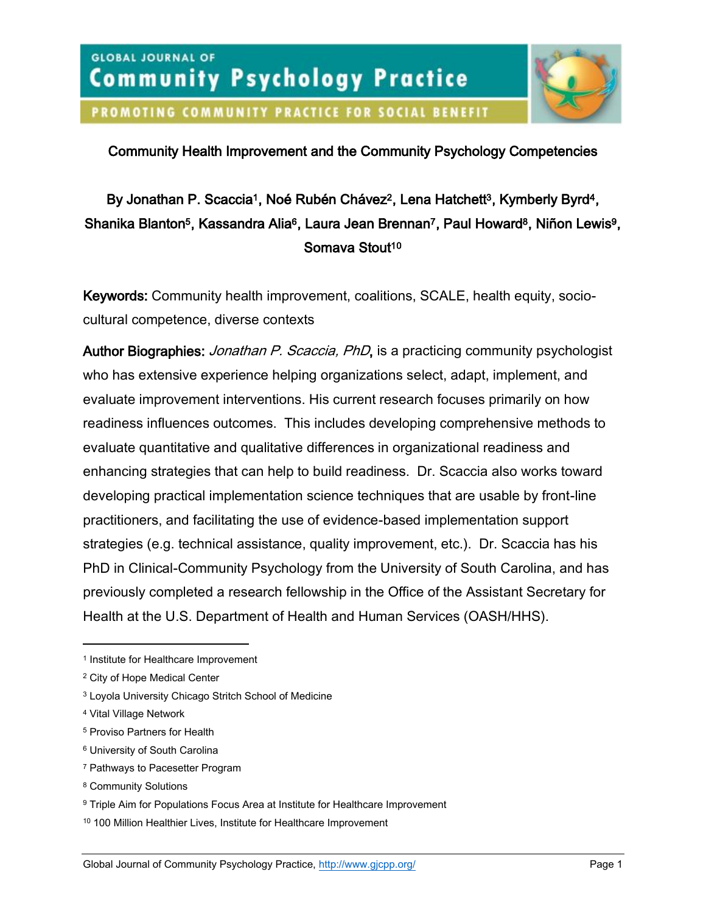# Community Health Improvement and the Community Psychology Competencies

By Jonathan P. Scaccia[1], Noé Rubén Chávez[2], Lena Hatchett[3], Kymberly Byrd[4], Shanika Blanton[5], Kassandra Alia[6], Laura Jean Brennan[7], Paul Howard[8], Niñon Lewis[9], Somava Stout[10]

**Keywords:** Community health improvement, coalitions, SCALE, health equity, socio-cultural competence, diverse contexts

**Author Biographies:** *Jonathan P. Scaccia, PhD*, is a practicing community psychologist who has extensive experience helping organizations select, adapt, implement, and evaluate improvement interventions. His current research focuses primarily on how readiness influences outcomes. This includes developing comprehensive methods to evaluate quantitative and qualitative differences in organizational readiness and enhancing strategies that can help to build readiness. Dr. Scaccia also works toward developing practical implementation science techniques that are usable by front-line practitioners, and facilitating the use of evidence-based implementation support strategies (e.g. technical assistance, quality improvement, etc.). Dr. Scaccia has his PhD in Clinical-Community Psychology from the University of South Carolina, and has previously completed a research fellowship in the Office of the Assistant Secretary for Health at the U.S. Department of Health and Human Services (OASH/HHS).

---

[1] Institute for Healthcare Improvement

[2] City of Hope Medical Center

[3] Loyola University Chicago Stritch School of Medicine

[4] Vital Village Network

[5] Proviso Partners for Health

[6] University of South Carolina

[7] Pathways to Pacesetter Program

[8] Community Solutions

[9] Triple Aim for Populations Focus Area at Institute for Healthcare Improvement

[10] 100 Million Healthier Lives, Institute for Healthcare Improvement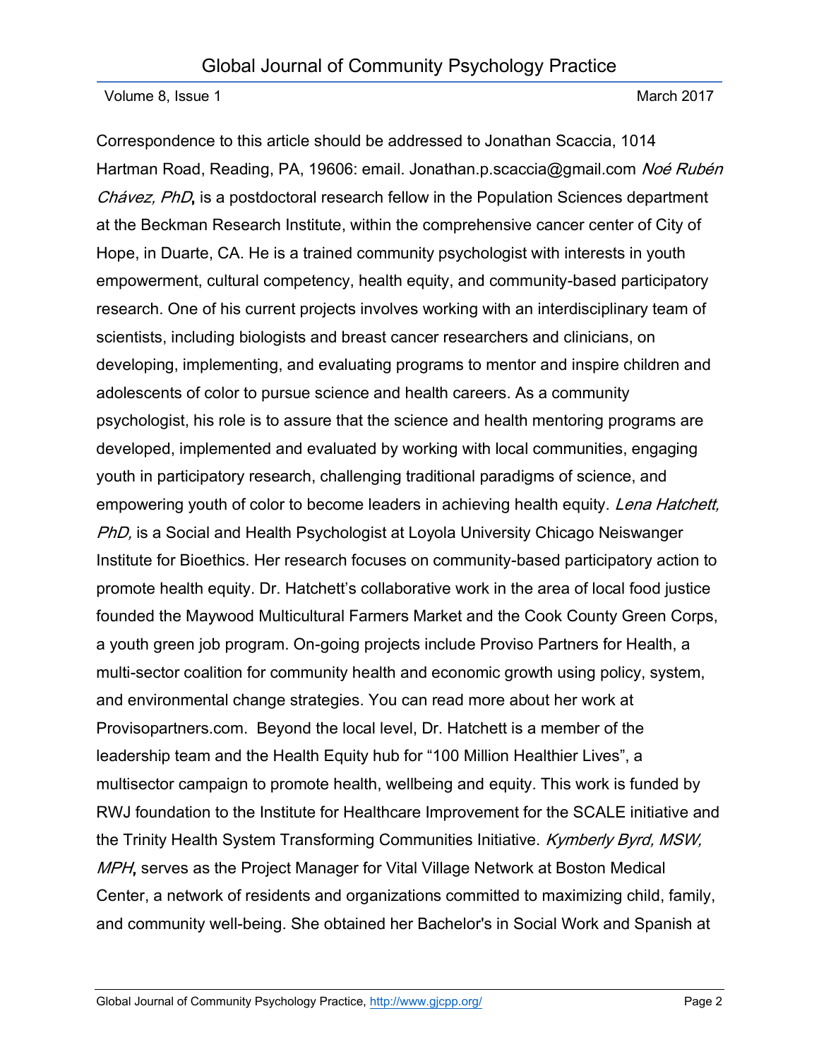Correspondence to this article should be addressed to Jonathan Scaccia, 1014 Hartman Road, Reading, PA, 19606: email. Jonathan.p.scaccia@gmail.com *Noé Rubén Chávez, PhD***,** is a postdoctoral research fellow in the Population Sciences department at the Beckman Research Institute, within the comprehensive cancer center of City of Hope, in Duarte, CA. He is a trained community psychologist with interests in youth empowerment, cultural competency, health equity, and community-based participatory research. One of his current projects involves working with an interdisciplinary team of scientists, including biologists and breast cancer researchers and clinicians, on developing, implementing, and evaluating programs to mentor and inspire children and adolescents of color to pursue science and health careers. As a community psychologist, his role is to assure that the science and health mentoring programs are developed, implemented and evaluated by working with local communities, engaging youth in participatory research, challenging traditional paradigms of science, and empowering youth of color to become leaders in achieving health equity. *Lena Hatchett, PhD,* is a Social and Health Psychologist at Loyola University Chicago Neiswanger Institute for Bioethics. Her research focuses on community-based participatory action to promote health equity. Dr. Hatchett's collaborative work in the area of local food justice founded the Maywood Multicultural Farmers Market and the Cook County Green Corps, a youth green job program. On-going projects include Proviso Partners for Health, a multi-sector coalition for community health and economic growth using policy, system, and environmental change strategies. You can read more about her work at Provisopartners.com. Beyond the local level, Dr. Hatchett is a member of the leadership team and the Health Equity hub for "100 Million Healthier Lives", a multisector campaign to promote health, wellbeing and equity. This work is funded by RWJ foundation to the Institute for Healthcare Improvement for the SCALE initiative and the Trinity Health System Transforming Communities Initiative. *Kymberly Byrd, MSW, MPH***,** serves as the Project Manager for Vital Village Network at Boston Medical Center, a network of residents and organizations committed to maximizing child, family, and community well-being. She obtained her Bachelor's in Social Work and Spanish at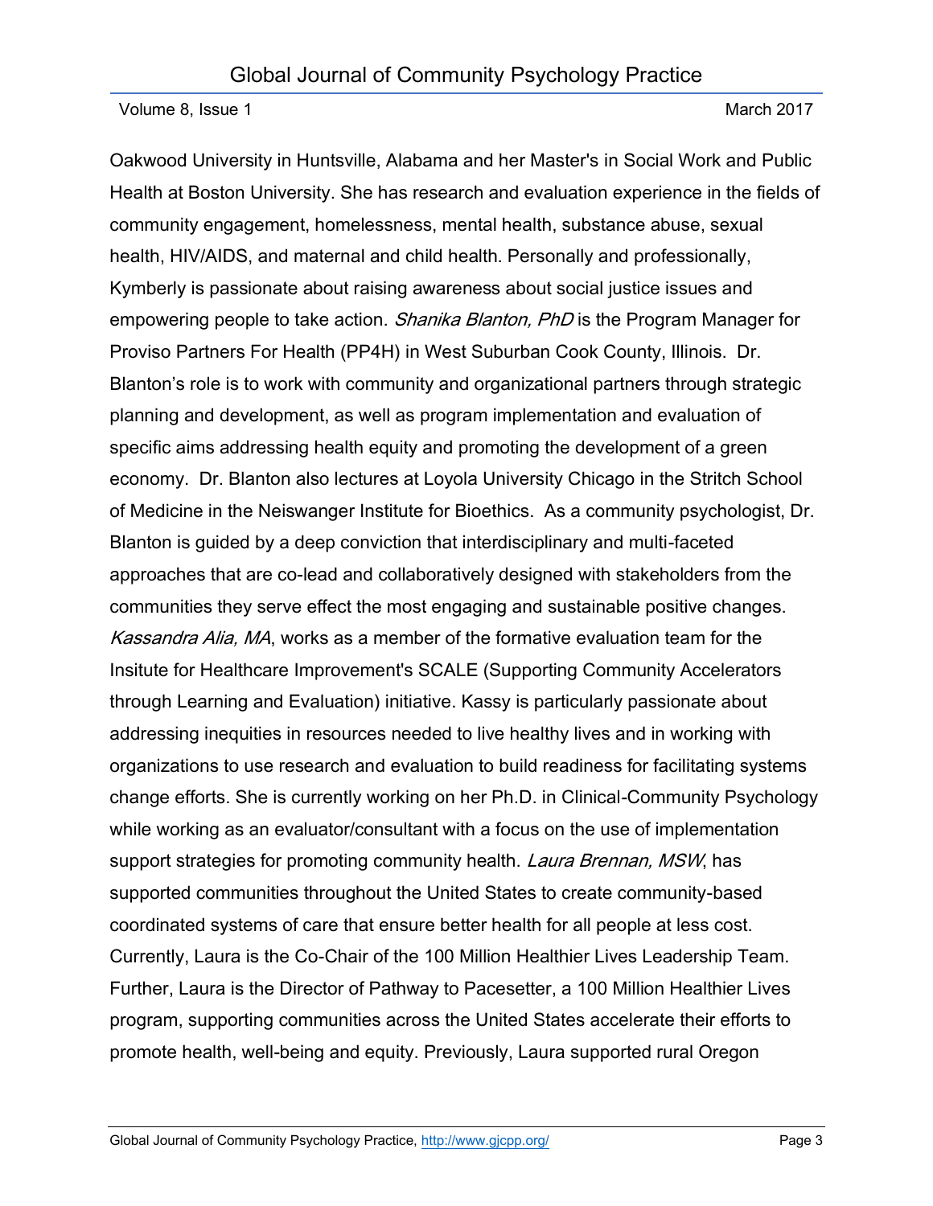Oakwood University in Huntsville, Alabama and her Master's in Social Work and Public Health at Boston University. She has research and evaluation experience in the fields of community engagement, homelessness, mental health, substance abuse, sexual health, HIV/AIDS, and maternal and child health. Personally and professionally, Kymberly is passionate about raising awareness about social justice issues and empowering people to take action. *Shanika Blanton, PhD* is the Program Manager for Proviso Partners For Health (PP4H) in West Suburban Cook County, Illinois. Dr. Blanton's role is to work with community and organizational partners through strategic planning and development, as well as program implementation and evaluation of specific aims addressing health equity and promoting the development of a green economy. Dr. Blanton also lectures at Loyola University Chicago in the Stritch School of Medicine in the Neiswanger Institute for Bioethics. As a community psychologist, Dr. Blanton is guided by a deep conviction that interdisciplinary and multi-faceted approaches that are co-lead and collaboratively designed with stakeholders from the communities they serve effect the most engaging and sustainable positive changes. *Kassandra Alia, MA*, works as a member of the formative evaluation team for the Insitute for Healthcare Improvement's SCALE (Supporting Community Accelerators through Learning and Evaluation) initiative. Kassy is particularly passionate about addressing inequities in resources needed to live healthy lives and in working with organizations to use research and evaluation to build readiness for facilitating systems change efforts. She is currently working on her Ph.D. in Clinical-Community Psychology while working as an evaluator/consultant with a focus on the use of implementation support strategies for promoting community health. *Laura Brennan, MSW*, has supported communities throughout the United States to create community-based coordinated systems of care that ensure better health for all people at less cost. Currently, Laura is the Co-Chair of the 100 Million Healthier Lives Leadership Team. Further, Laura is the Director of Pathway to Pacesetter, a 100 Million Healthier Lives program, supporting communities across the United States accelerate their efforts to promote health, well-being and equity. Previously, Laura supported rural Oregon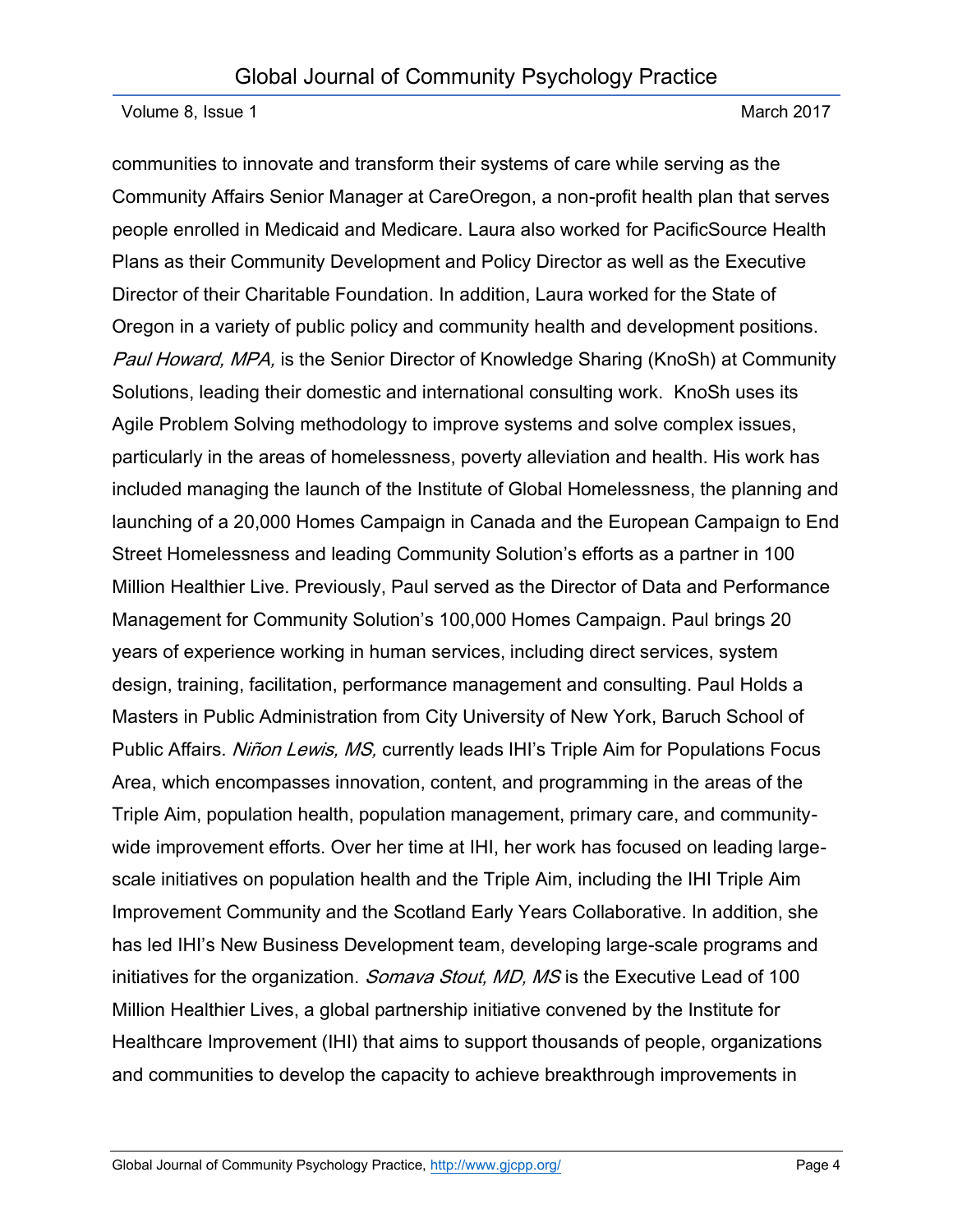communities to innovate and transform their systems of care while serving as the Community Affairs Senior Manager at CareOregon, a non-profit health plan that serves people enrolled in Medicaid and Medicare. Laura also worked for PacificSource Health Plans as their Community Development and Policy Director as well as the Executive Director of their Charitable Foundation. In addition, Laura worked for the State of Oregon in a variety of public policy and community health and development positions. *Paul Howard, MPA,* is the Senior Director of Knowledge Sharing (KnoSh) at Community Solutions, leading their domestic and international consulting work. KnoSh uses its Agile Problem Solving methodology to improve systems and solve complex issues, particularly in the areas of homelessness, poverty alleviation and health. His work has included managing the launch of the Institute of Global Homelessness, the planning and launching of a 20,000 Homes Campaign in Canada and the European Campaign to End Street Homelessness and leading Community Solution's efforts as a partner in 100 Million Healthier Live. Previously, Paul served as the Director of Data and Performance Management for Community Solution's 100,000 Homes Campaign. Paul brings 20 years of experience working in human services, including direct services, system design, training, facilitation, performance management and consulting. Paul Holds a Masters in Public Administration from City University of New York, Baruch School of Public Affairs. *Niñon Lewis, MS,* currently leads IHI's Triple Aim for Populations Focus Area, which encompasses innovation, content, and programming in the areas of the Triple Aim, population health, population management, primary care, and community-wide improvement efforts. Over her time at IHI, her work has focused on leading large-scale initiatives on population health and the Triple Aim, including the IHI Triple Aim Improvement Community and the Scotland Early Years Collaborative. In addition, she has led IHI's New Business Development team, developing large-scale programs and initiatives for the organization. *Somava Stout, MD, MS* is the Executive Lead of 100 Million Healthier Lives, a global partnership initiative convened by the Institute for Healthcare Improvement (IHI) that aims to support thousands of people, organizations and communities to develop the capacity to achieve breakthrough improvements in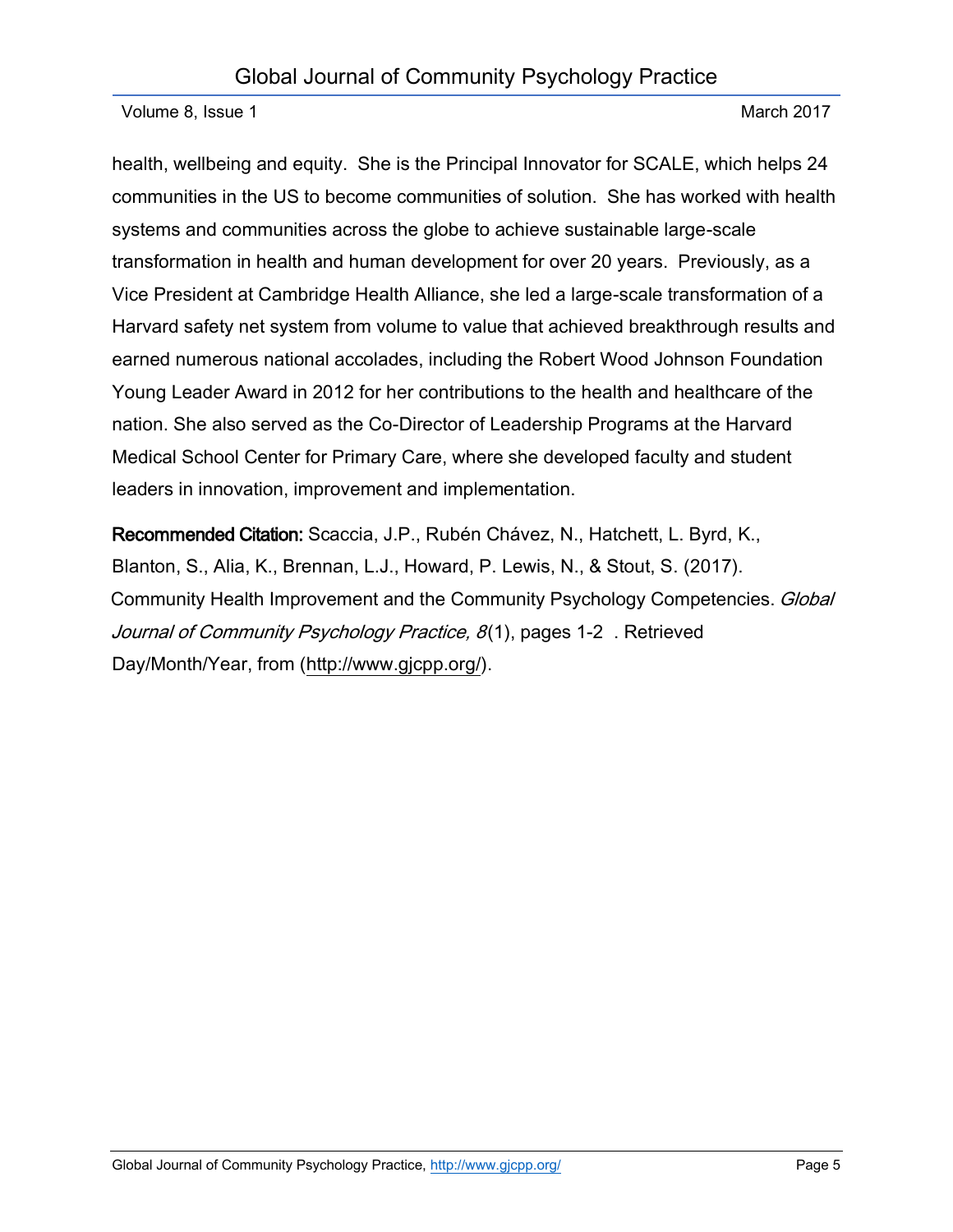health, wellbeing and equity. She is the Principal Innovator for SCALE, which helps 24 communities in the US to become communities of solution. She has worked with health systems and communities across the globe to achieve sustainable large-scale transformation in health and human development for over 20 years. Previously, as a Vice President at Cambridge Health Alliance, she led a large-scale transformation of a Harvard safety net system from volume to value that achieved breakthrough results and earned numerous national accolades, including the Robert Wood Johnson Foundation Young Leader Award in 2012 for her contributions to the health and healthcare of the nation. She also served as the Co-Director of Leadership Programs at the Harvard Medical School Center for Primary Care, where she developed faculty and student leaders in innovation, improvement and implementation.

**Recommended Citation:** Scaccia, J.P., Rubén Chávez, N., Hatchett, L. Byrd, K., Blanton, S., Alia, K., Brennan, L.J., Howard, P. Lewis, N., & Stout, S. (2017). Community Health Improvement and the Community Psychology Competencies. *Global Journal of Community Psychology Practice, 8*(1), pages 1-2 . Retrieved Day/Month/Year, from (http://www.gjcpp.org/).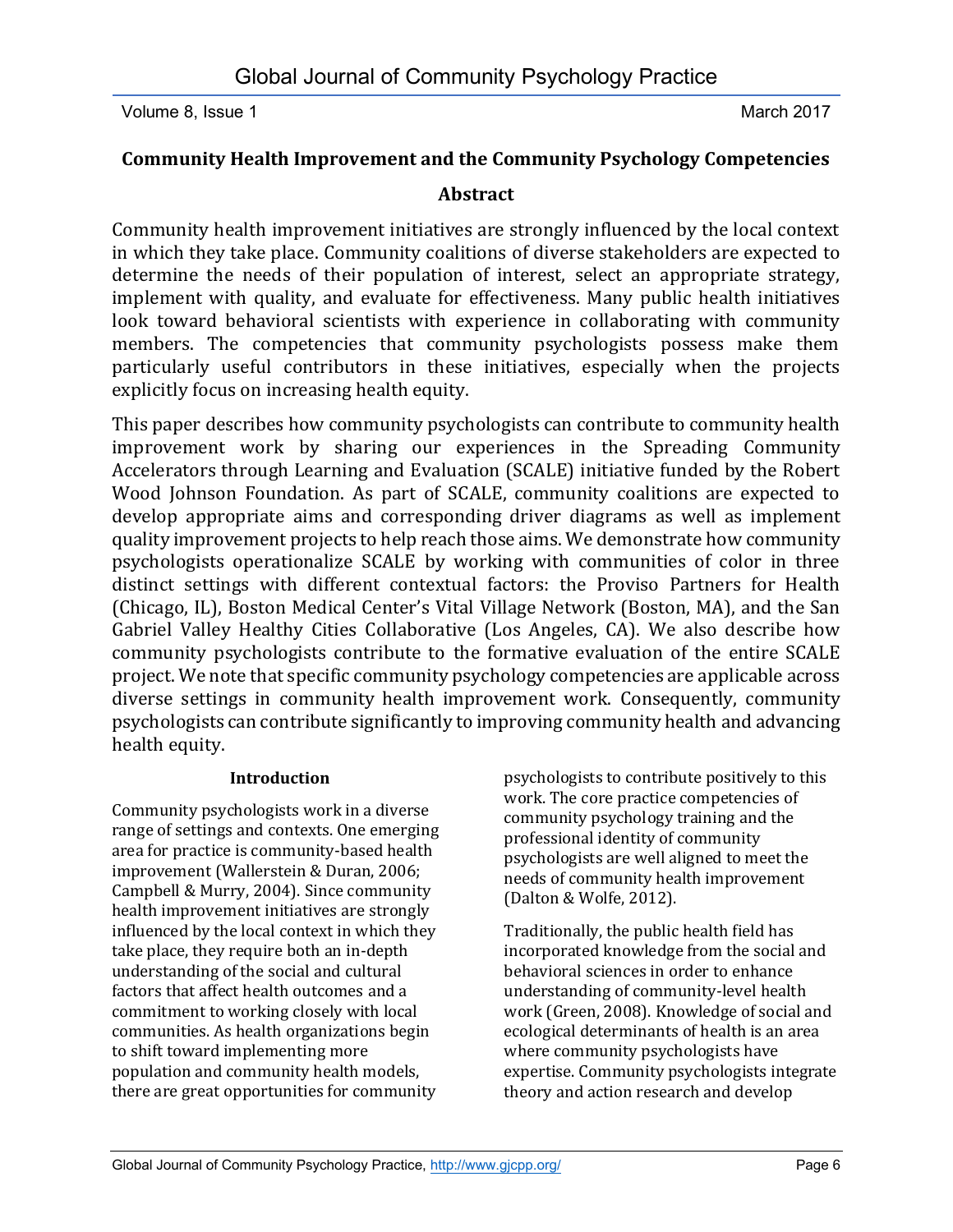## Community Health Improvement and the Community Psychology Competencies

### Abstract

Community health improvement initiatives are strongly influenced by the local context in which they take place. Community coalitions of diverse stakeholders are expected to determine the needs of their population of interest, select an appropriate strategy, implement with quality, and evaluate for effectiveness. Many public health initiatives look toward behavioral scientists with experience in collaborating with community members. The competencies that community psychologists possess make them particularly useful contributors in these initiatives, especially when the projects explicitly focus on increasing health equity.

This paper describes how community psychologists can contribute to community health improvement work by sharing our experiences in the Spreading Community Accelerators through Learning and Evaluation (SCALE) initiative funded by the Robert Wood Johnson Foundation. As part of SCALE, community coalitions are expected to develop appropriate aims and corresponding driver diagrams as well as implement quality improvement projects to help reach those aims. We demonstrate how community psychologists operationalize SCALE by working with communities of color in three distinct settings with different contextual factors: the Proviso Partners for Health (Chicago, IL), Boston Medical Center's Vital Village Network (Boston, MA), and the San Gabriel Valley Healthy Cities Collaborative (Los Angeles, CA). We also describe how community psychologists contribute to the formative evaluation of the entire SCALE project. We note that specific community psychology competencies are applicable across diverse settings in community health improvement work. Consequently, community psychologists can contribute significantly to improving community health and advancing health equity.

### Introduction

Community psychologists work in a diverse range of settings and contexts. One emerging area for practice is community-based health improvement (Wallerstein & Duran, 2006; Campbell & Murry, 2004). Since community health improvement initiatives are strongly influenced by the local context in which they take place, they require both an in-depth understanding of the social and cultural factors that affect health outcomes and a commitment to working closely with local communities. As health organizations begin to shift toward implementing more population and community health models, there are great opportunities for community psychologists to contribute positively to this work. The core practice competencies of community psychology training and the professional identity of community psychologists are well aligned to meet the needs of community health improvement (Dalton & Wolfe, 2012).

Traditionally, the public health field has incorporated knowledge from the social and behavioral sciences in order to enhance understanding of community-level health work (Green, 2008). Knowledge of social and ecological determinants of health is an area where community psychologists have expertise. Community psychologists integrate theory and action research and develop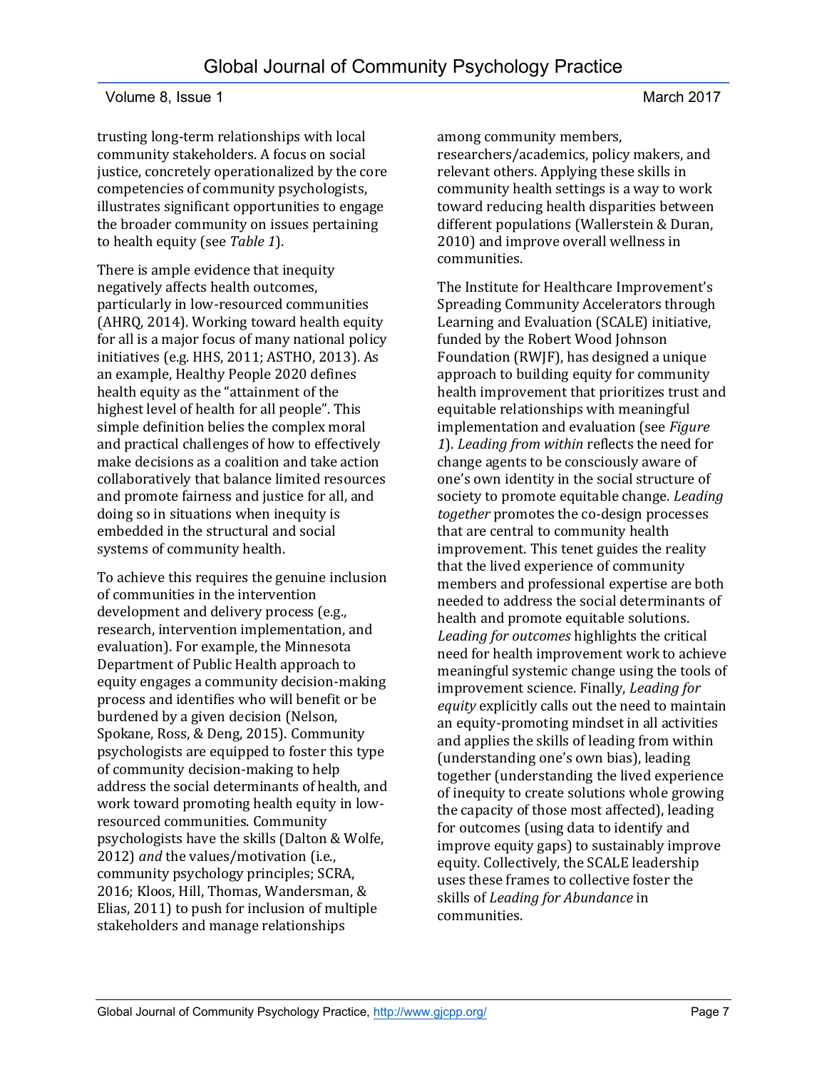trusting long-term relationships with local community stakeholders. A focus on social justice, concretely operationalized by the core competencies of community psychologists, illustrates significant opportunities to engage the broader community on issues pertaining to health equity (see *Table 1*).

There is ample evidence that inequity negatively affects health outcomes, particularly in low-resourced communities (AHRQ, 2014). Working toward health equity for all is a major focus of many national policy initiatives (e.g. HHS, 2011; ASTHO, 2013). As an example, Healthy People 2020 defines health equity as the "attainment of the highest level of health for all people". This simple definition belies the complex moral and practical challenges of how to effectively make decisions as a coalition and take action collaboratively that balance limited resources and promote fairness and justice for all, and doing so in situations when inequity is embedded in the structural and social systems of community health.

To achieve this requires the genuine inclusion of communities in the intervention development and delivery process (e.g., research, intervention implementation, and evaluation). For example, the Minnesota Department of Public Health approach to equity engages a community decision-making process and identifies who will benefit or be burdened by a given decision (Nelson, Spokane, Ross, & Deng, 2015). Community psychologists are equipped to foster this type of community decision-making to help address the social determinants of health, and work toward promoting health equity in low-resourced communities. Community psychologists have the skills (Dalton & Wolfe, 2012) *and* the values/motivation (i.e., community psychology principles; SCRA, 2016; Kloos, Hill, Thomas, Wandersman, & Elias, 2011) to push for inclusion of multiple stakeholders and manage relationships among community members, researchers/academics, policy makers, and relevant others. Applying these skills in community health settings is a way to work toward reducing health disparities between different populations (Wallerstein & Duran, 2010) and improve overall wellness in communities.

The Institute for Healthcare Improvement's Spreading Community Accelerators through Learning and Evaluation (SCALE) initiative, funded by the Robert Wood Johnson Foundation (RWJF), has designed a unique approach to building equity for community health improvement that prioritizes trust and equitable relationships with meaningful implementation and evaluation (see *Figure 1*). *Leading from within* reflects the need for change agents to be consciously aware of one's own identity in the social structure of society to promote equitable change. *Leading together* promotes the co-design processes that are central to community health improvement. This tenet guides the reality that the lived experience of community members and professional expertise are both needed to address the social determinants of health and promote equitable solutions. *Leading for outcomes* highlights the critical need for health improvement work to achieve meaningful systemic change using the tools of improvement science. Finally, *Leading for equity* explicitly calls out the need to maintain an equity-promoting mindset in all activities and applies the skills of leading from within (understanding one's own bias), leading together (understanding the lived experience of inequity to create solutions whole growing the capacity of those most affected), leading for outcomes (using data to identify and improve equity gaps) to sustainably improve equity. Collectively, the SCALE leadership uses these frames to collective foster the skills of *Leading for Abundance* in communities.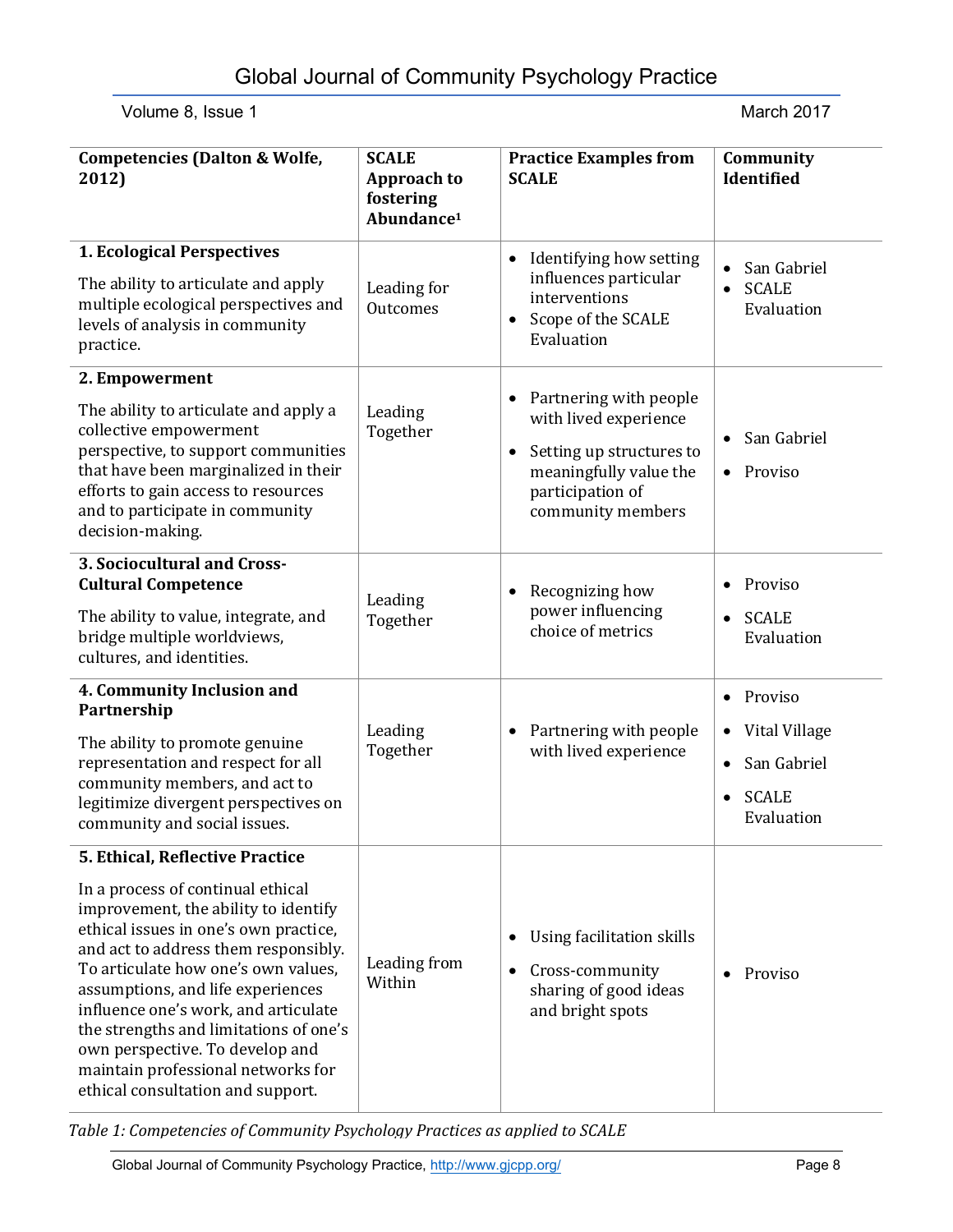| Competencies (Dalton & Wolfe, 2012) | SCALE Approach to fostering Abundance[1] | Practice Examples from SCALE | Community Identified |
|---|---|---|---|
| **1. Ecological Perspectives**<br><br>The ability to articulate and apply multiple ecological perspectives and levels of analysis in community practice. | Leading for Outcomes | • Identifying how setting influences particular interventions<br>• Scope of the SCALE Evaluation | • San Gabriel<br>• SCALE Evaluation |
| **2. Empowerment**<br><br>The ability to articulate and apply a collective empowerment perspective, to support communities that have been marginalized in their efforts to gain access to resources and to participate in community decision-making. | Leading Together | • Partnering with people with lived experience<br>• Setting up structures to meaningfully value the participation of community members | • San Gabriel<br>• Proviso |
| **3. Sociocultural and Cross-Cultural Competence**<br><br>The ability to value, integrate, and bridge multiple worldviews, cultures, and identities. | Leading Together | • Recognizing how power influencing choice of metrics | • Proviso<br>• SCALE Evaluation |
| **4. Community Inclusion and Partnership**<br><br>The ability to promote genuine representation and respect for all community members, and act to legitimize divergent perspectives on community and social issues. | Leading Together | • Partnering with people with lived experience | • Proviso<br>• Vital Village<br>• San Gabriel<br>• SCALE Evaluation |
| **5. Ethical, Reflective Practice**<br><br>In a process of continual ethical improvement, the ability to identify ethical issues in one's own practice, and act to address them responsibly. To articulate how one's own values, assumptions, and life experiences influence one's work, and articulate the strengths and limitations of one's own perspective. To develop and maintain professional networks for ethical consultation and support. | Leading from Within | • Using facilitation skills<br>• Cross-community sharing of good ideas and bright spots | • Proviso |

*Table 1: Competencies of Community Psychology Practices as applied to SCALE*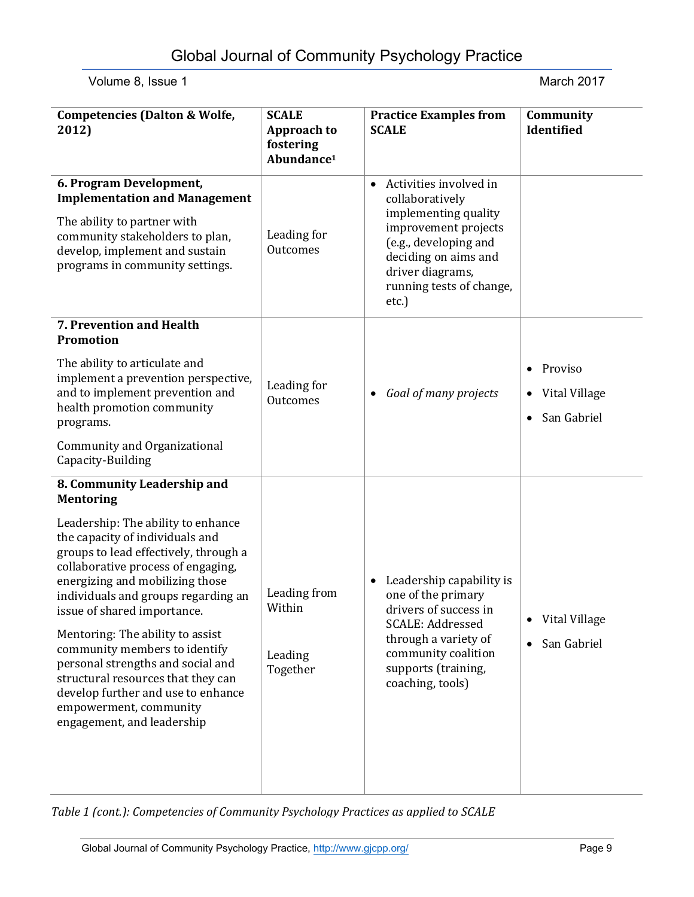| Competencies (Dalton & Wolfe, 2012) | SCALE Approach to fostering Abundance[1] | Practice Examples from SCALE | Community Identified |
|---|---|---|---|
| **6. Program Development, Implementation and Management**<br><br>The ability to partner with community stakeholders to plan, develop, implement and sustain programs in community settings. | Leading for Outcomes | • Activities involved in collaboratively implementing quality improvement projects (e.g., developing and deciding on aims and driver diagrams, running tests of change, etc.) | |
| **7. Prevention and Health Promotion**<br><br>The ability to articulate and implement a prevention perspective, and to implement prevention and health promotion community programs.<br><br>Community and Organizational Capacity-Building | Leading for Outcomes | • *Goal of many projects* | • Proviso<br>• Vital Village<br>• San Gabriel |
| **8. Community Leadership and Mentoring**<br><br>Leadership: The ability to enhance the capacity of individuals and groups to lead effectively, through a collaborative process of engaging, energizing and mobilizing those individuals and groups regarding an issue of shared importance.<br><br>Mentoring: The ability to assist community members to identify personal strengths and social and structural resources that they can develop further and use to enhance empowerment, community engagement, and leadership | Leading from Within<br><br>Leading Together | • Leadership capability is one of the primary drivers of success in SCALE: Addressed through a variety of community coalition supports (training, coaching, tools) | • Vital Village<br>• San Gabriel |

*Table 1 (cont.): Competencies of Community Psychology Practices as applied to SCALE*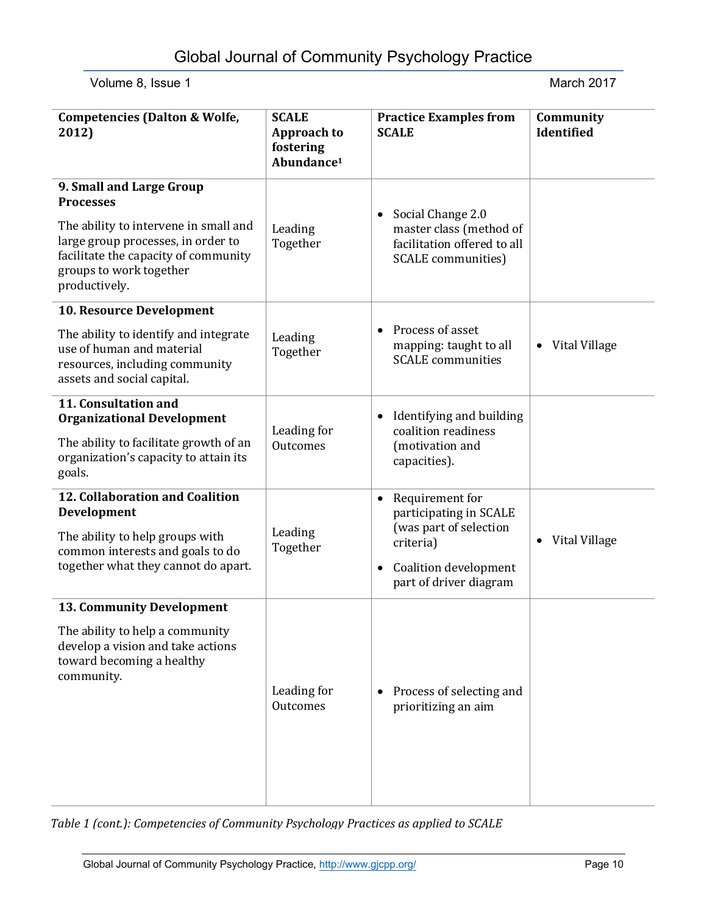| Competencies (Dalton & Wolfe, 2012) | SCALE Approach to fostering Abundance[1] | Practice Examples from SCALE | Community Identified |
|---|---|---|---|
| **9. Small and Large Group Processes**<br>The ability to intervene in small and large group processes, in order to facilitate the capacity of community groups to work together productively. | Leading Together | • Social Change 2.0 master class (method of facilitation offered to all SCALE communities) | |
| **10. Resource Development**<br>The ability to identify and integrate use of human and material resources, including community assets and social capital. | Leading Together | • Process of asset mapping: taught to all SCALE communities | • Vital Village |
| **11. Consultation and Organizational Development**<br>The ability to facilitate growth of an organization's capacity to attain its goals. | Leading for Outcomes | • Identifying and building coalition readiness (motivation and capacities). | |
| **12. Collaboration and Coalition Development**<br>The ability to help groups with common interests and goals to do together what they cannot do apart. | Leading Together | • Requirement for participating in SCALE (was part of selection criteria)<br>• Coalition development part of driver diagram | • Vital Village |
| **13. Community Development**<br>The ability to help a community develop a vision and take actions toward becoming a healthy community. | Leading for Outcomes | • Process of selecting and prioritizing an aim | |

*Table 1 (cont.): Competencies of Community Psychology Practices as applied to SCALE*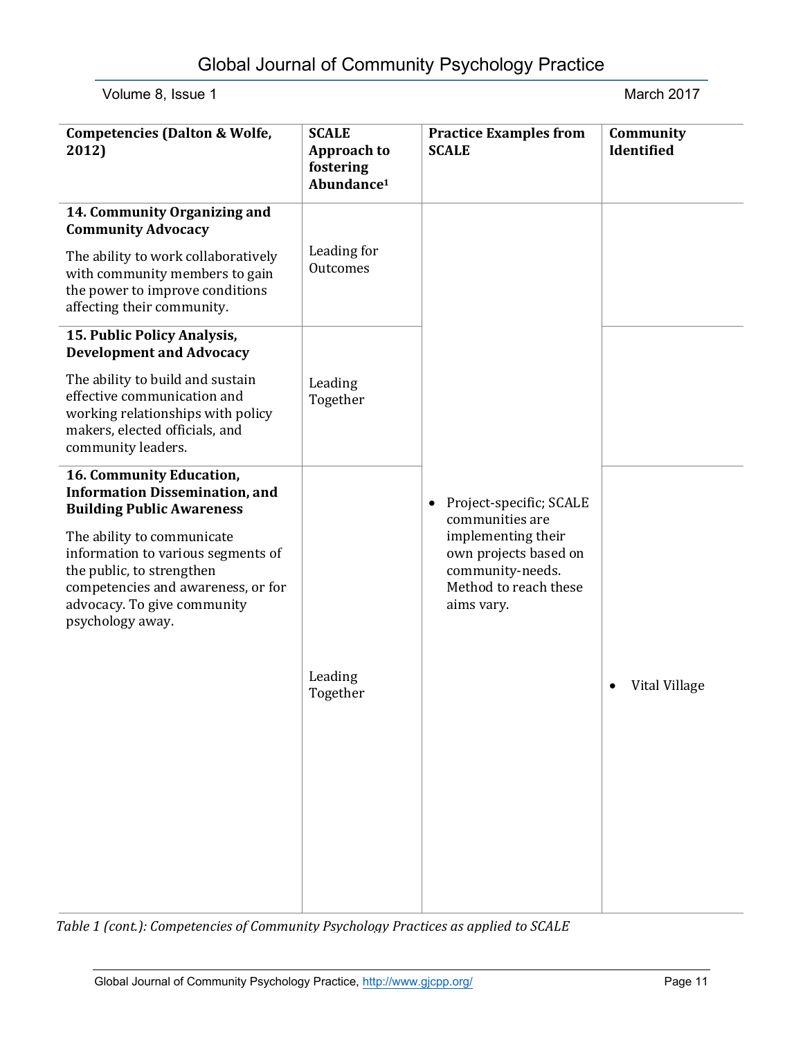| Competencies (Dalton & Wolfe, 2012) | SCALE Approach to fostering Abundance[1] | Practice Examples from SCALE | Community Identified |
|---|---|---|---|
| **14. Community Organizing and Community Advocacy**<br>The ability to work collaboratively with community members to gain the power to improve conditions affecting their community. | Leading for Outcomes | • Project-specific; SCALE communities are implementing their own projects based on community-needs. Method to reach these aims vary. | |
| **15. Public Policy Analysis, Development and Advocacy**<br>The ability to build and sustain effective communication and working relationships with policy makers, elected officials, and community leaders. | Leading Together | | |
| **16. Community Education, Information Dissemination, and Building Public Awareness**<br>The ability to communicate information to various segments of the public, to strengthen competencies and awareness, or for advocacy. To give community psychology away. | Leading Together | | • Vital Village |

*Table 1 (cont.): Competencies of Community Psychology Practices as applied to SCALE*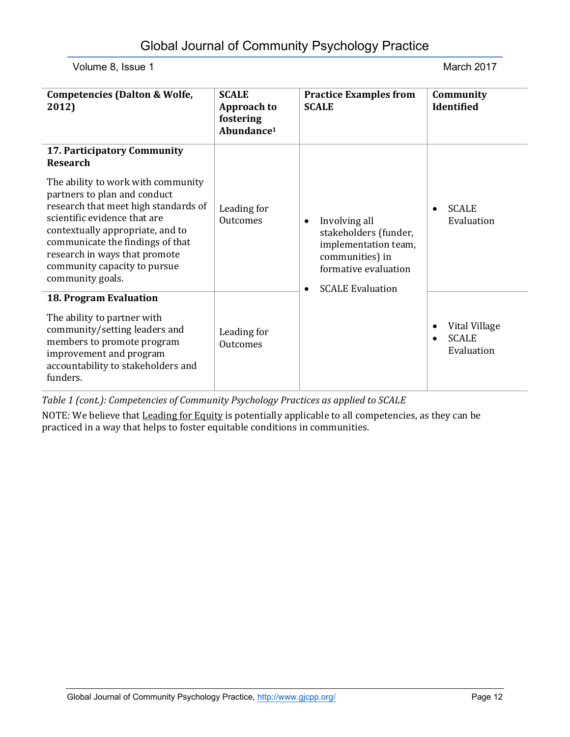| Competencies (Dalton & Wolfe, 2012) | SCALE Approach to fostering Abundance[1] | Practice Examples from SCALE | Community Identified |
|---|---|---|---|
| **17. Participatory Community Research**<br><br>The ability to work with community partners to plan and conduct research that meet high standards of scientific evidence that are contextually appropriate, and to communicate the findings of that research in ways that promote community capacity to pursue community goals. | Leading for Outcomes | • Involving all stakeholders (funder, implementation team, communities) in formative evaluation<br>• SCALE Evaluation | • SCALE Evaluation |
| **18. Program Evaluation**<br><br>The ability to partner with community/setting leaders and members to promote program improvement and program accountability to stakeholders and funders. | Leading for Outcomes | | • Vital Village<br>• SCALE Evaluation |

*Table 1 (cont.): Competencies of Community Psychology Practices as applied to SCALE*

NOTE: We believe that Leading for Equity is potentially applicable to all competencies, as they can be practiced in a way that helps to foster equitable conditions in communities.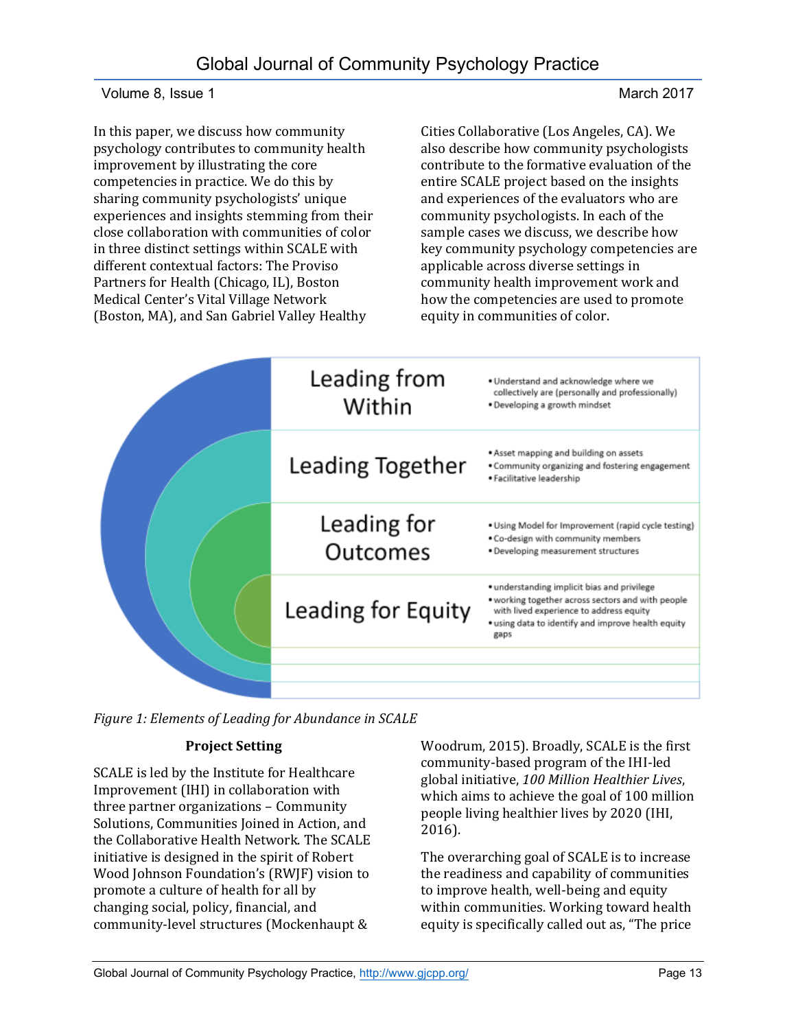In this paper, we discuss how community psychology contributes to community health improvement by illustrating the core competencies in practice. We do this by sharing community psychologists' unique experiences and insights stemming from their close collaboration with communities of color in three distinct settings within SCALE with different contextual factors: The Proviso Partners for Health (Chicago, IL), Boston Medical Center's Vital Village Network (Boston, MA), and San Gabriel Valley Healthy Cities Collaborative (Los Angeles, CA). We also describe how community psychologists contribute to the formative evaluation of the entire SCALE project based on the insights and experiences of the evaluators who are community psychologists. In each of the sample cases we discuss, we describe how key community psychology competencies are applicable across diverse settings in community health improvement work and how the competencies are used to promote equity in communities of color.

| Element | Components |
| --- | --- |
| Leading from Within | • Understand and acknowledge where we collectively are (personally and professionally)<br>• Developing a growth mindset |
| Leading Together | • Asset mapping and building on assets<br>• Community organizing and fostering engagement<br>• Facilitative leadership |
| Leading for Outcomes | • Using Model for Improvement (rapid cycle testing)<br>• Co-design with community members<br>• Developing measurement structures |
| Leading for Equity | • understanding implicit bias and privilege<br>• working together across sectors and with people with lived experience to address equity<br>• using data to identify and improve health equity gaps |

*Figure 1: Elements of Leading for Abundance in SCALE*

### Project Setting

SCALE is led by the Institute for Healthcare Improvement (IHI) in collaboration with three partner organizations – Community Solutions, Communities Joined in Action, and the Collaborative Health Network. The SCALE initiative is designed in the spirit of Robert Wood Johnson Foundation's (RWJF) vision to promote a culture of health for all by changing social, policy, financial, and community-level structures (Mockenhaupt & Woodrum, 2015). Broadly, SCALE is the first community-based program of the IHI-led global initiative, *100 Million Healthier Lives*, which aims to achieve the goal of 100 million people living healthier lives by 2020 (IHI, 2016).

The overarching goal of SCALE is to increase the readiness and capability of communities to improve health, well-being and equity within communities. Working toward health equity is specifically called out as, "The price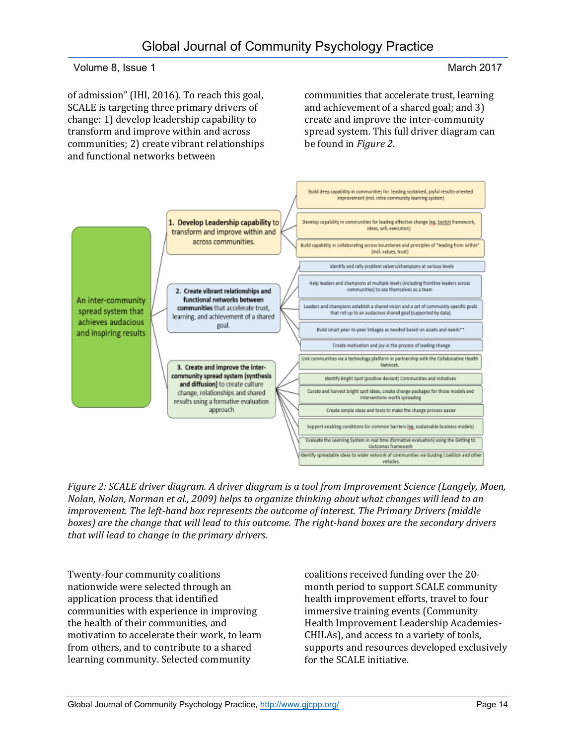of admission" (IHI, 2016). To reach this goal, SCALE is targeting three primary drivers of change: 1) develop leadership capability to transform and improve within and across communities; 2) create vibrant relationships and functional networks between communities that accelerate trust, learning and achievement of a shared goal; and 3) create and improve the inter-community spread system. This full driver diagram can be found in *Figure 2*.

**An inter-community spread system that achieves audacious and inspiring results**

**1. Develop Leadership capability** to transform and improve within and across communities.
- Build deep capability in communities for leading sustained, joyful results-oriented improvement (incl. intra-community learning system)
- Develop capability in communities for leading effective change (eg. Switch framework, ideas, will, execution)
- Build capability in collaborating across boundaries and principles of "leading from within" (incl. values, trust)

**2. Create vibrant relationships and functional networks between communities** that accelerate trust, learning, and achievement of a shared goal.
- Identify and rally problem solvers/champions at various levels
- Help leaders and champions at multiple levels (including frontline leaders across communities) to see themselves as a team
- Leaders and champions establish a shared vision and a set of community-specific goals that roll up to an audacious shared goal (supported by data)
- Build smart peer-to-peer linkages as needed based on assets and needs**
- Create motivation and joy in the process of leading change

**3. Create and improve the inter-community spread system (synthesis and diffusion)** to create culture change, relationships and shared results using a formative evaluation approach
- Link communities via a technology platform in partnership with the Collaborative Health Network.
- Identify Bright Spot (positive deviant) Communities and initiatives
- Curate and harvest bright spot ideas, create change packages for those models and interventions worth spreading
- Create simple ideas and tools to make the change process easier
- Support enabling conditions for common barriers (eg. sustainable business models)
- Evaluate the Learning System in real time (formative evaluation) using the Getting to Outcomes framework
- Identify spreadable ideas to wider network of communities via Guiding Coalition and other vehicles.

*Figure 2: SCALE driver diagram. A driver diagram is a tool from Improvement Science (Langely, Moen, Nolan, Nolan, Norman et al., 2009) helps to organize thinking about what changes will lead to an improvement. The left-hand box represents the outcome of interest. The Primary Drivers (middle boxes) are the change that will lead to this outcome. The right-hand boxes are the secondary drivers that will lead to change in the primary drivers.*

Twenty-four community coalitions nationwide were selected through an application process that identified communities with experience in improving the health of their communities, and motivation to accelerate their work, to learn from others, and to contribute to a shared learning community. Selected community coalitions received funding over the 20-month period to support SCALE community health improvement efforts, travel to four immersive training events (Community Health Improvement Leadership Academies-CHILAs), and access to a variety of tools, supports and resources developed exclusively for the SCALE initiative.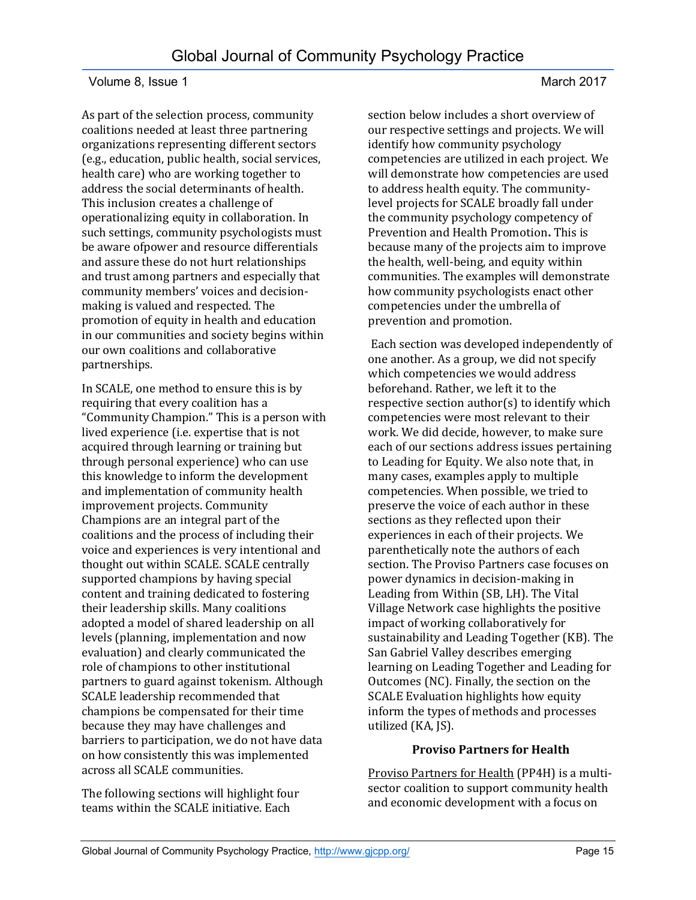As part of the selection process, community coalitions needed at least three partnering organizations representing different sectors (e.g., education, public health, social services, health care) who are working together to address the social determinants of health. This inclusion creates a challenge of operationalizing equity in collaboration. In such settings, community psychologists must be aware ofpower and resource differentials and assure these do not hurt relationships and trust among partners and especially that community members' voices and decision-making is valued and respected. The promotion of equity in health and education in our communities and society begins within our own coalitions and collaborative partnerships.

In SCALE, one method to ensure this is by requiring that every coalition has a "Community Champion." This is a person with lived experience (i.e. expertise that is not acquired through learning or training but through personal experience) who can use this knowledge to inform the development and implementation of community health improvement projects. Community Champions are an integral part of the coalitions and the process of including their voice and experiences is very intentional and thought out within SCALE. SCALE centrally supported champions by having special content and training dedicated to fostering their leadership skills. Many coalitions adopted a model of shared leadership on all levels (planning, implementation and now evaluation) and clearly communicated the role of champions to other institutional partners to guard against tokenism. Although SCALE leadership recommended that champions be compensated for their time because they may have challenges and barriers to participation, we do not have data on how consistently this was implemented across all SCALE communities.

The following sections will highlight four teams within the SCALE initiative. Each section below includes a short overview of our respective settings and projects. We will identify how community psychology competencies are utilized in each project. We will demonstrate how competencies are used to address health equity. The community-level projects for SCALE broadly fall under the community psychology competency of Prevention and Health Promotion**.** This is because many of the projects aim to improve the health, well-being, and equity within communities. The examples will demonstrate how community psychologists enact other competencies under the umbrella of prevention and promotion.

Each section was developed independently of one another. As a group, we did not specify which competencies we would address beforehand. Rather, we left it to the respective section author(s) to identify which competencies were most relevant to their work. We did decide, however, to make sure each of our sections address issues pertaining to Leading for Equity. We also note that, in many cases, examples apply to multiple competencies. When possible, we tried to preserve the voice of each author in these sections as they reflected upon their experiences in each of their projects. We parenthetically note the authors of each section. The Proviso Partners case focuses on power dynamics in decision-making in Leading from Within (SB, LH). The Vital Village Network case highlights the positive impact of working collaboratively for sustainability and Leading Together (KB). The San Gabriel Valley describes emerging learning on Leading Together and Leading for Outcomes (NC). Finally, the section on the SCALE Evaluation highlights how equity inform the types of methods and processes utilized (KA, JS).

## Proviso Partners for Health

Proviso Partners for Health (PP4H) is a multi-sector coalition to support community health and economic development with a focus on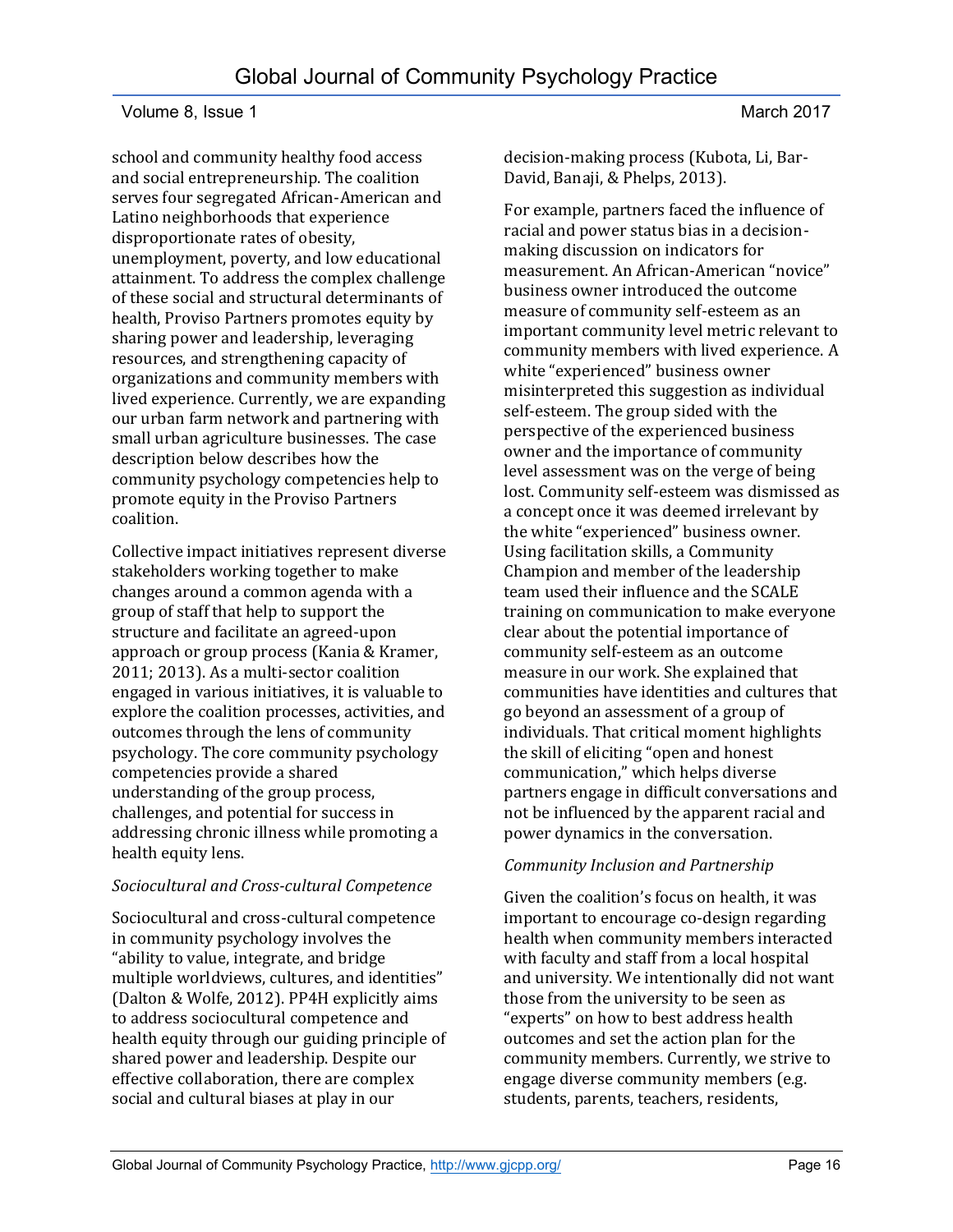school and community healthy food access and social entrepreneurship. The coalition serves four segregated African-American and Latino neighborhoods that experience disproportionate rates of obesity, unemployment, poverty, and low educational attainment. To address the complex challenge of these social and structural determinants of health, Proviso Partners promotes equity by sharing power and leadership, leveraging resources, and strengthening capacity of organizations and community members with lived experience. Currently, we are expanding our urban farm network and partnering with small urban agriculture businesses. The case description below describes how the community psychology competencies help to promote equity in the Proviso Partners coalition.

Collective impact initiatives represent diverse stakeholders working together to make changes around a common agenda with a group of staff that help to support the structure and facilitate an agreed-upon approach or group process (Kania & Kramer, 2011; 2013). As a multi-sector coalition engaged in various initiatives, it is valuable to explore the coalition processes, activities, and outcomes through the lens of community psychology. The core community psychology competencies provide a shared understanding of the group process, challenges, and potential for success in addressing chronic illness while promoting a health equity lens.

*Sociocultural and Cross-cultural Competence*

Sociocultural and cross-cultural competence in community psychology involves the "ability to value, integrate, and bridge multiple worldviews, cultures, and identities" (Dalton & Wolfe, 2012). PP4H explicitly aims to address sociocultural competence and health equity through our guiding principle of shared power and leadership. Despite our effective collaboration, there are complex social and cultural biases at play in our decision-making process (Kubota, Li, Bar-David, Banaji, & Phelps, 2013).

For example, partners faced the influence of racial and power status bias in a decision-making discussion on indicators for measurement. An African-American "novice" business owner introduced the outcome measure of community self-esteem as an important community level metric relevant to community members with lived experience. A white "experienced" business owner misinterpreted this suggestion as individual self-esteem. The group sided with the perspective of the experienced business owner and the importance of community level assessment was on the verge of being lost. Community self-esteem was dismissed as a concept once it was deemed irrelevant by the white "experienced" business owner. Using facilitation skills, a Community Champion and member of the leadership team used their influence and the SCALE training on communication to make everyone clear about the potential importance of community self-esteem as an outcome measure in our work. She explained that communities have identities and cultures that go beyond an assessment of a group of individuals. That critical moment highlights the skill of eliciting "open and honest communication," which helps diverse partners engage in difficult conversations and not be influenced by the apparent racial and power dynamics in the conversation.

*Community Inclusion and Partnership*

Given the coalition's focus on health, it was important to encourage co-design regarding health when community members interacted with faculty and staff from a local hospital and university. We intentionally did not want those from the university to be seen as "experts" on how to best address health outcomes and set the action plan for the community members. Currently, we strive to engage diverse community members (e.g. students, parents, teachers, residents,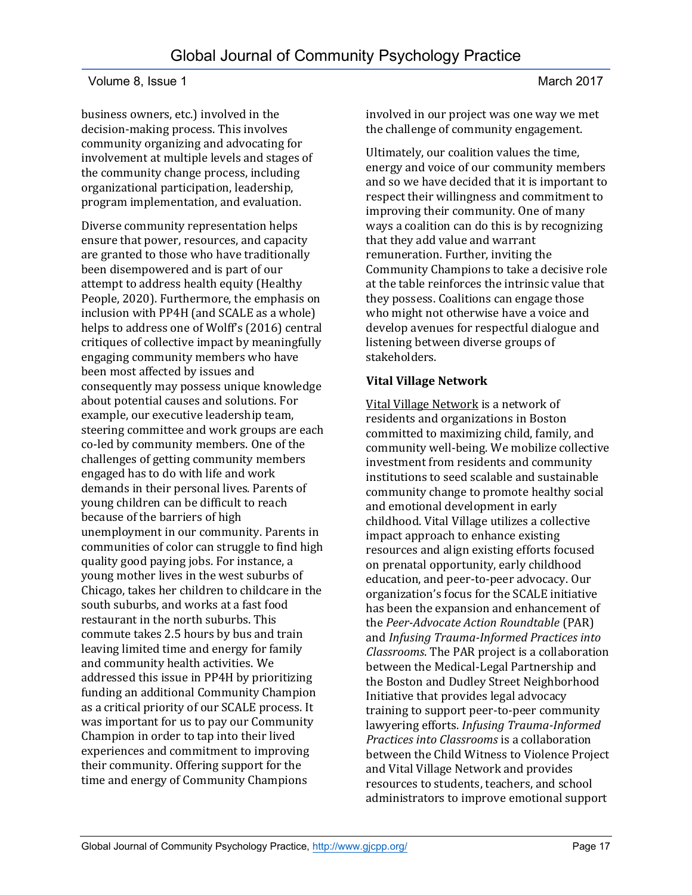business owners, etc.) involved in the decision-making process. This involves community organizing and advocating for involvement at multiple levels and stages of the community change process, including organizational participation, leadership, program implementation, and evaluation.

Diverse community representation helps ensure that power, resources, and capacity are granted to those who have traditionally been disempowered and is part of our attempt to address health equity (Healthy People, 2020). Furthermore, the emphasis on inclusion with PP4H (and SCALE as a whole) helps to address one of Wolff's (2016) central critiques of collective impact by meaningfully engaging community members who have been most affected by issues and consequently may possess unique knowledge about potential causes and solutions. For example, our executive leadership team, steering committee and work groups are each co-led by community members. One of the challenges of getting community members engaged has to do with life and work demands in their personal lives. Parents of young children can be difficult to reach because of the barriers of high unemployment in our community. Parents in communities of color can struggle to find high quality good paying jobs. For instance, a young mother lives in the west suburbs of Chicago, takes her children to childcare in the south suburbs, and works at a fast food restaurant in the north suburbs. This commute takes 2.5 hours by bus and train leaving limited time and energy for family and community health activities. We addressed this issue in PP4H by prioritizing funding an additional Community Champion as a critical priority of our SCALE process. It was important for us to pay our Community Champion in order to tap into their lived experiences and commitment to improving their community. Offering support for the time and energy of Community Champions involved in our project was one way we met the challenge of community engagement.

Ultimately, our coalition values the time, energy and voice of our community members and so we have decided that it is important to respect their willingness and commitment to improving their community. One of many ways a coalition can do this is by recognizing that they add value and warrant remuneration. Further, inviting the Community Champions to take a decisive role at the table reinforces the intrinsic value that they possess. Coalitions can engage those who might not otherwise have a voice and develop avenues for respectful dialogue and listening between diverse groups of stakeholders.

**Vital Village Network**

Vital Village Network is a network of residents and organizations in Boston committed to maximizing child, family, and community well-being. We mobilize collective investment from residents and community institutions to seed scalable and sustainable community change to promote healthy social and emotional development in early childhood. Vital Village utilizes a collective impact approach to enhance existing resources and align existing efforts focused on prenatal opportunity, early childhood education, and peer-to-peer advocacy. Our organization's focus for the SCALE initiative has been the expansion and enhancement of the *Peer-Advocate Action Roundtable* (PAR) and *Infusing Trauma-Informed Practices into Classrooms*. The PAR project is a collaboration between the Medical-Legal Partnership and the Boston and Dudley Street Neighborhood Initiative that provides legal advocacy training to support peer-to-peer community lawyering efforts. *Infusing Trauma-Informed Practices into Classrooms* is a collaboration between the Child Witness to Violence Project and Vital Village Network and provides resources to students, teachers, and school administrators to improve emotional support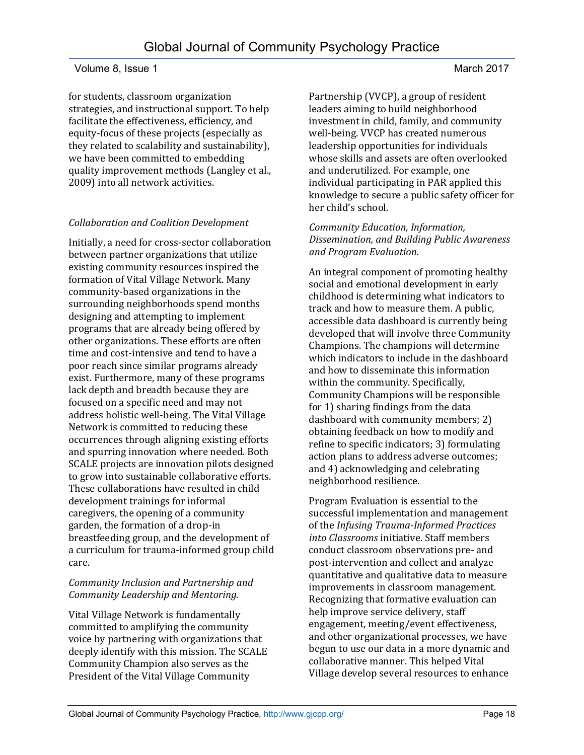for students, classroom organization strategies, and instructional support. To help facilitate the effectiveness, efficiency, and equity-focus of these projects (especially as they related to scalability and sustainability), we have been committed to embedding quality improvement methods (Langley et al., 2009) into all network activities.

*Collaboration and Coalition Development*

Initially, a need for cross-sector collaboration between partner organizations that utilize existing community resources inspired the formation of Vital Village Network. Many community-based organizations in the surrounding neighborhoods spend months designing and attempting to implement programs that are already being offered by other organizations. These efforts are often time and cost-intensive and tend to have a poor reach since similar programs already exist. Furthermore, many of these programs lack depth and breadth because they are focused on a specific need and may not address holistic well-being. The Vital Village Network is committed to reducing these occurrences through aligning existing efforts and spurring innovation where needed. Both SCALE projects are innovation pilots designed to grow into sustainable collaborative efforts. These collaborations have resulted in child development trainings for informal caregivers, the opening of a community garden, the formation of a drop-in breastfeeding group, and the development of a curriculum for trauma-informed group child care.

*Community Inclusion and Partnership and Community Leadership and Mentoring.*

Vital Village Network is fundamentally committed to amplifying the community voice by partnering with organizations that deeply identify with this mission. The SCALE Community Champion also serves as the President of the Vital Village Community Partnership (VVCP), a group of resident leaders aiming to build neighborhood investment in child, family, and community well-being. VVCP has created numerous leadership opportunities for individuals whose skills and assets are often overlooked and underutilized. For example, one individual participating in PAR applied this knowledge to secure a public safety officer for her child's school.

*Community Education, Information, Dissemination, and Building Public Awareness and Program Evaluation.*

An integral component of promoting healthy social and emotional development in early childhood is determining what indicators to track and how to measure them. A public, accessible data dashboard is currently being developed that will involve three Community Champions. The champions will determine which indicators to include in the dashboard and how to disseminate this information within the community. Specifically, Community Champions will be responsible for 1) sharing findings from the data dashboard with community members; 2) obtaining feedback on how to modify and refine to specific indicators; 3) formulating action plans to address adverse outcomes; and 4) acknowledging and celebrating neighborhood resilience.

Program Evaluation is essential to the successful implementation and management of the *Infusing Trauma-Informed Practices into Classrooms* initiative. Staff members conduct classroom observations pre- and post-intervention and collect and analyze quantitative and qualitative data to measure improvements in classroom management. Recognizing that formative evaluation can help improve service delivery, staff engagement, meeting/event effectiveness, and other organizational processes, we have begun to use our data in a more dynamic and collaborative manner. This helped Vital Village develop several resources to enhance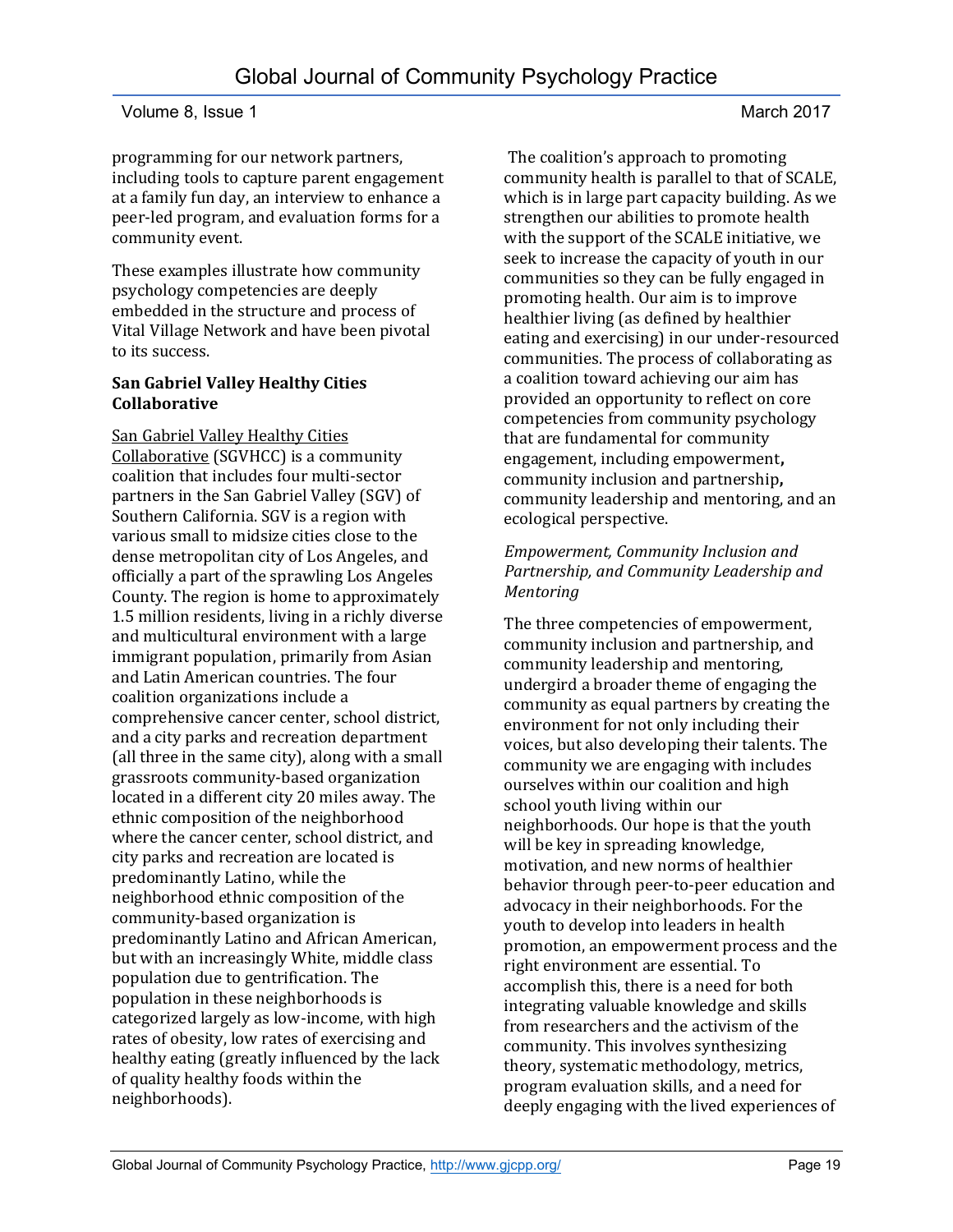programming for our network partners, including tools to capture parent engagement at a family fun day, an interview to enhance a peer-led program, and evaluation forms for a community event.

These examples illustrate how community psychology competencies are deeply embedded in the structure and process of Vital Village Network and have been pivotal to its success.

**San Gabriel Valley Healthy Cities Collaborative**

San Gabriel Valley Healthy Cities Collaborative (SGVHCC) is a community coalition that includes four multi-sector partners in the San Gabriel Valley (SGV) of Southern California. SGV is a region with various small to midsize cities close to the dense metropolitan city of Los Angeles, and officially a part of the sprawling Los Angeles County. The region is home to approximately 1.5 million residents, living in a richly diverse and multicultural environment with a large immigrant population, primarily from Asian and Latin American countries. The four coalition organizations include a comprehensive cancer center, school district, and a city parks and recreation department (all three in the same city), along with a small grassroots community-based organization located in a different city 20 miles away. The ethnic composition of the neighborhood where the cancer center, school district, and city parks and recreation are located is predominantly Latino, while the neighborhood ethnic composition of the community-based organization is predominantly Latino and African American, but with an increasingly White, middle class population due to gentrification. The population in these neighborhoods is categorized largely as low-income, with high rates of obesity, low rates of exercising and healthy eating (greatly influenced by the lack of quality healthy foods within the neighborhoods).

The coalition's approach to promoting community health is parallel to that of SCALE, which is in large part capacity building. As we strengthen our abilities to promote health with the support of the SCALE initiative, we seek to increase the capacity of youth in our communities so they can be fully engaged in promoting health. Our aim is to improve healthier living (as defined by healthier eating and exercising) in our under-resourced communities. The process of collaborating as a coalition toward achieving our aim has provided an opportunity to reflect on core competencies from community psychology that are fundamental for community engagement, including empowerment**,** community inclusion and partnership**,** community leadership and mentoring, and an ecological perspective.

*Empowerment, Community Inclusion and Partnership, and Community Leadership and Mentoring*

The three competencies of empowerment, community inclusion and partnership, and community leadership and mentoring, undergird a broader theme of engaging the community as equal partners by creating the environment for not only including their voices, but also developing their talents. The community we are engaging with includes ourselves within our coalition and high school youth living within our neighborhoods. Our hope is that the youth will be key in spreading knowledge, motivation, and new norms of healthier behavior through peer-to-peer education and advocacy in their neighborhoods. For the youth to develop into leaders in health promotion, an empowerment process and the right environment are essential. To accomplish this, there is a need for both integrating valuable knowledge and skills from researchers and the activism of the community. This involves synthesizing theory, systematic methodology, metrics, program evaluation skills, and a need for deeply engaging with the lived experiences of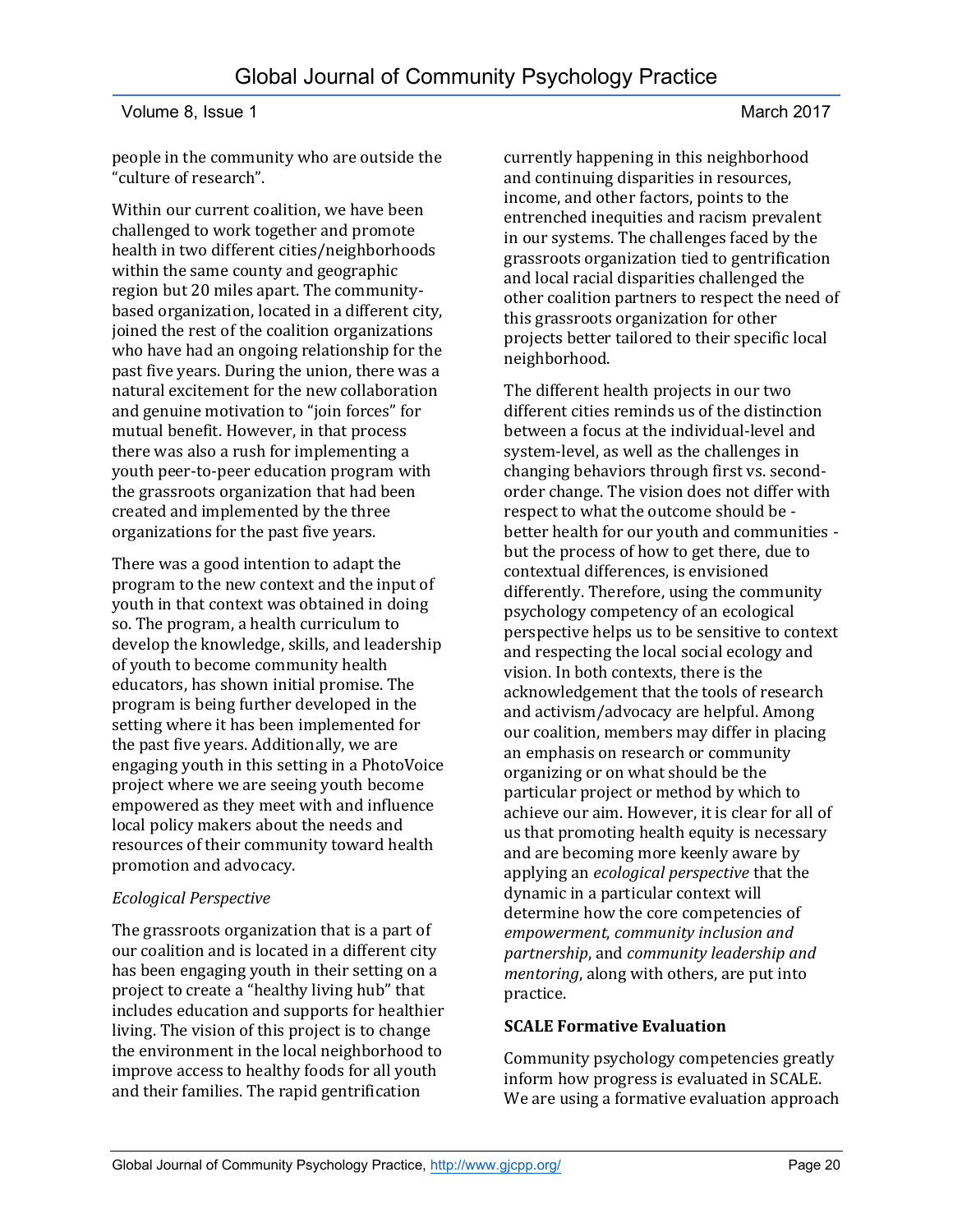people in the community who are outside the "culture of research".

Within our current coalition, we have been challenged to work together and promote health in two different cities/neighborhoods within the same county and geographic region but 20 miles apart. The community-based organization, located in a different city, joined the rest of the coalition organizations who have had an ongoing relationship for the past five years. During the union, there was a natural excitement for the new collaboration and genuine motivation to "join forces" for mutual benefit. However, in that process there was also a rush for implementing a youth peer-to-peer education program with the grassroots organization that had been created and implemented by the three organizations for the past five years.

There was a good intention to adapt the program to the new context and the input of youth in that context was obtained in doing so. The program, a health curriculum to develop the knowledge, skills, and leadership of youth to become community health educators, has shown initial promise. The program is being further developed in the setting where it has been implemented for the past five years. Additionally, we are engaging youth in this setting in a PhotoVoice project where we are seeing youth become empowered as they meet with and influence local policy makers about the needs and resources of their community toward health promotion and advocacy.

*Ecological Perspective*

The grassroots organization that is a part of our coalition and is located in a different city has been engaging youth in their setting on a project to create a "healthy living hub" that includes education and supports for healthier living. The vision of this project is to change the environment in the local neighborhood to improve access to healthy foods for all youth and their families. The rapid gentrification currently happening in this neighborhood and continuing disparities in resources, income, and other factors, points to the entrenched inequities and racism prevalent in our systems. The challenges faced by the grassroots organization tied to gentrification and local racial disparities challenged the other coalition partners to respect the need of this grassroots organization for other projects better tailored to their specific local neighborhood.

The different health projects in our two different cities reminds us of the distinction between a focus at the individual-level and system-level, as well as the challenges in changing behaviors through first vs. second-order change. The vision does not differ with respect to what the outcome should be - better health for our youth and communities - but the process of how to get there, due to contextual differences, is envisioned differently. Therefore, using the community psychology competency of an ecological perspective helps us to be sensitive to context and respecting the local social ecology and vision. In both contexts, there is the acknowledgement that the tools of research and activism/advocacy are helpful. Among our coalition, members may differ in placing an emphasis on research or community organizing or on what should be the particular project or method by which to achieve our aim. However, it is clear for all of us that promoting health equity is necessary and are becoming more keenly aware by applying an *ecological perspective* that the dynamic in a particular context will determine how the core competencies of *empowerment*, *community inclusion and partnership*, and *community leadership and mentoring*, along with others, are put into practice.

**SCALE Formative Evaluation**

Community psychology competencies greatly inform how progress is evaluated in SCALE. We are using a formative evaluation approach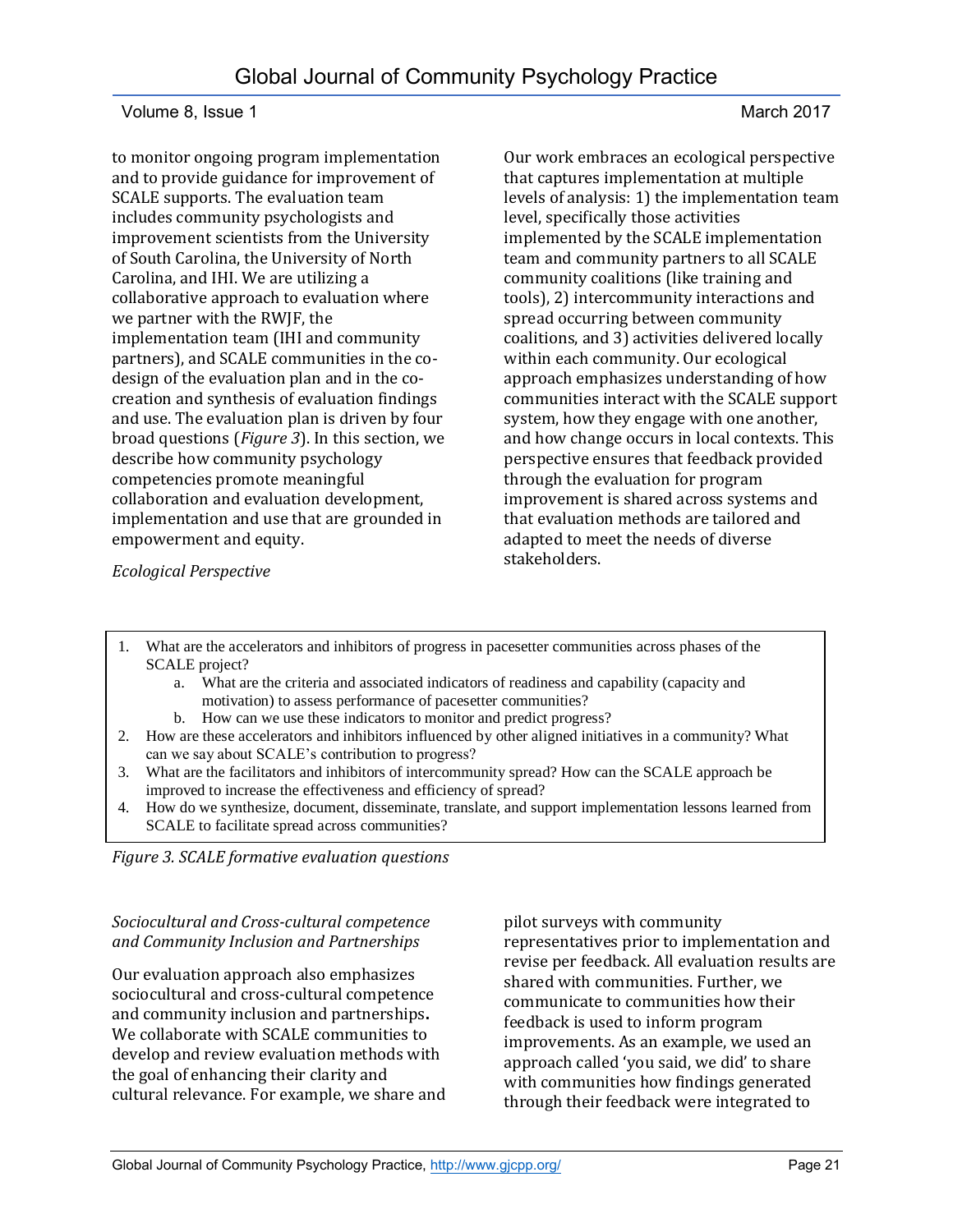to monitor ongoing program implementation and to provide guidance for improvement of SCALE supports. The evaluation team includes community psychologists and improvement scientists from the University of South Carolina, the University of North Carolina, and IHI. We are utilizing a collaborative approach to evaluation where we partner with the RWJF, the implementation team (IHI and community partners), and SCALE communities in the co-design of the evaluation plan and in the co-creation and synthesis of evaluation findings and use. The evaluation plan is driven by four broad questions (*Figure 3*). In this section, we describe how community psychology competencies promote meaningful collaboration and evaluation development, implementation and use that are grounded in empowerment and equity.

*Ecological Perspective*

Our work embraces an ecological perspective that captures implementation at multiple levels of analysis: 1) the implementation team level, specifically those activities implemented by the SCALE implementation team and community partners to all SCALE community coalitions (like training and tools), 2) intercommunity interactions and spread occurring between community coalitions, and 3) activities delivered locally within each community. Our ecological approach emphasizes understanding of how communities interact with the SCALE support system, how they engage with one another, and how change occurs in local contexts. This perspective ensures that feedback provided through the evaluation for program improvement is shared across systems and that evaluation methods are tailored and adapted to meet the needs of diverse stakeholders.

1. What are the accelerators and inhibitors of progress in pacesetter communities across phases of the SCALE project?
   a. What are the criteria and associated indicators of readiness and capability (capacity and motivation) to assess performance of pacesetter communities?
   b. How can we use these indicators to monitor and predict progress?
2. How are these accelerators and inhibitors influenced by other aligned initiatives in a community? What can we say about SCALE's contribution to progress?
3. What are the facilitators and inhibitors of intercommunity spread? How can the SCALE approach be improved to increase the effectiveness and efficiency of spread?
4. How do we synthesize, document, disseminate, translate, and support implementation lessons learned from SCALE to facilitate spread across communities?

*Figure 3. SCALE formative evaluation questions*

*Sociocultural and Cross-cultural competence and Community Inclusion and Partnerships*

Our evaluation approach also emphasizes sociocultural and cross-cultural competence and community inclusion and partnerships**.** We collaborate with SCALE communities to develop and review evaluation methods with the goal of enhancing their clarity and cultural relevance. For example, we share and pilot surveys with community representatives prior to implementation and revise per feedback. All evaluation results are shared with communities. Further, we communicate to communities how their feedback is used to inform program improvements. As an example, we used an approach called 'you said, we did' to share with communities how findings generated through their feedback were integrated to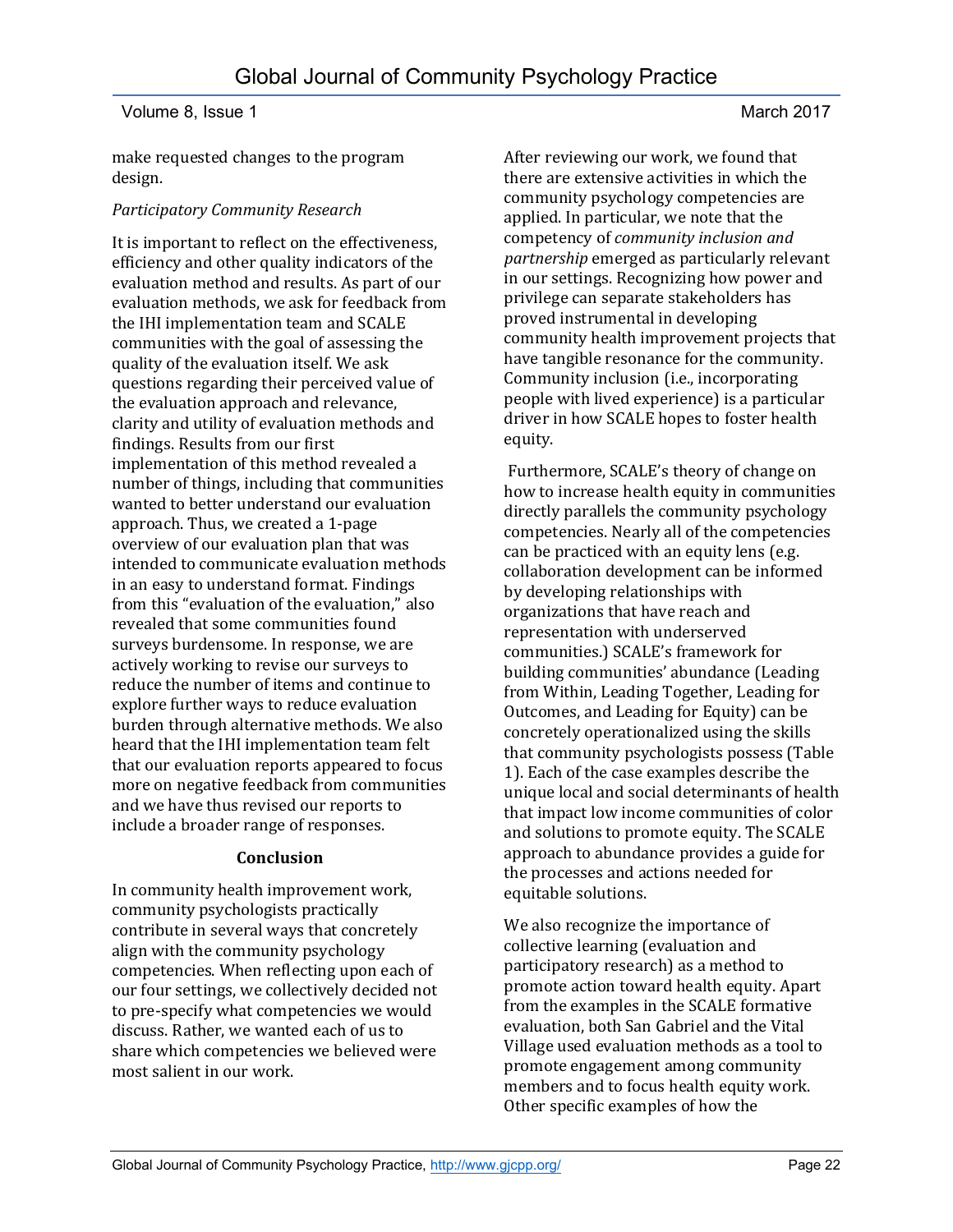make requested changes to the program design.

*Participatory Community Research*

It is important to reflect on the effectiveness, efficiency and other quality indicators of the evaluation method and results. As part of our evaluation methods, we ask for feedback from the IHI implementation team and SCALE communities with the goal of assessing the quality of the evaluation itself. We ask questions regarding their perceived value of the evaluation approach and relevance, clarity and utility of evaluation methods and findings. Results from our first implementation of this method revealed a number of things, including that communities wanted to better understand our evaluation approach. Thus, we created a 1-page overview of our evaluation plan that was intended to communicate evaluation methods in an easy to understand format. Findings from this "evaluation of the evaluation," also revealed that some communities found surveys burdensome. In response, we are actively working to revise our surveys to reduce the number of items and continue to explore further ways to reduce evaluation burden through alternative methods. We also heard that the IHI implementation team felt that our evaluation reports appeared to focus more on negative feedback from communities and we have thus revised our reports to include a broader range of responses.

## Conclusion

In community health improvement work, community psychologists practically contribute in several ways that concretely align with the community psychology competencies. When reflecting upon each of our four settings, we collectively decided not to pre-specify what competencies we would discuss. Rather, we wanted each of us to share which competencies we believed were most salient in our work.

After reviewing our work, we found that there are extensive activities in which the community psychology competencies are applied. In particular, we note that the competency of *community inclusion and partnership* emerged as particularly relevant in our settings. Recognizing how power and privilege can separate stakeholders has proved instrumental in developing community health improvement projects that have tangible resonance for the community. Community inclusion (i.e., incorporating people with lived experience) is a particular driver in how SCALE hopes to foster health equity.

Furthermore, SCALE's theory of change on how to increase health equity in communities directly parallels the community psychology competencies. Nearly all of the competencies can be practiced with an equity lens (e.g. collaboration development can be informed by developing relationships with organizations that have reach and representation with underserved communities.) SCALE's framework for building communities' abundance (Leading from Within, Leading Together, Leading for Outcomes, and Leading for Equity) can be concretely operationalized using the skills that community psychologists possess (Table 1). Each of the case examples describe the unique local and social determinants of health that impact low income communities of color and solutions to promote equity. The SCALE approach to abundance provides a guide for the processes and actions needed for equitable solutions.

We also recognize the importance of collective learning (evaluation and participatory research) as a method to promote action toward health equity. Apart from the examples in the SCALE formative evaluation, both San Gabriel and the Vital Village used evaluation methods as a tool to promote engagement among community members and to focus health equity work. Other specific examples of how the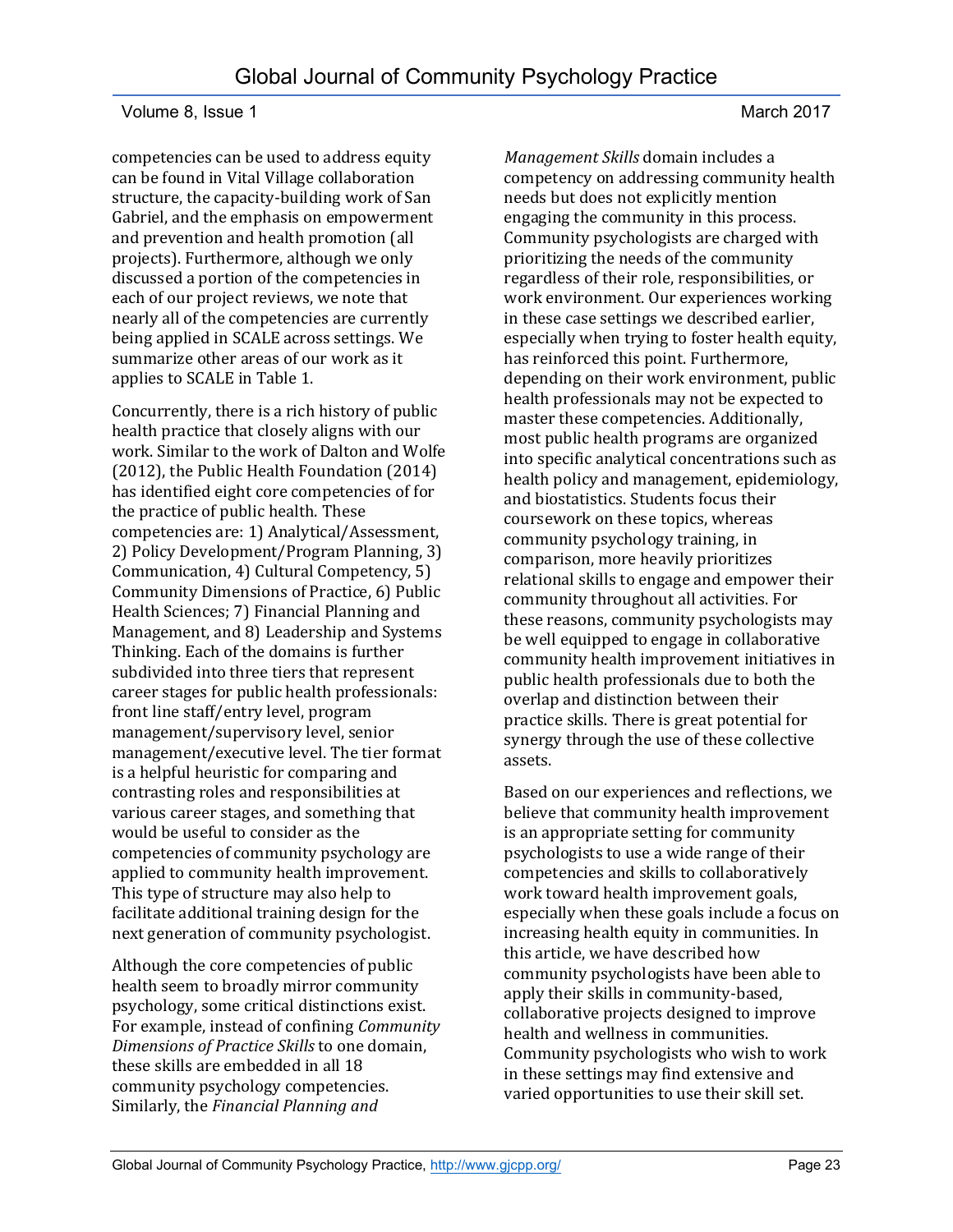competencies can be used to address equity can be found in Vital Village collaboration structure, the capacity-building work of San Gabriel, and the emphasis on empowerment and prevention and health promotion (all projects). Furthermore, although we only discussed a portion of the competencies in each of our project reviews, we note that nearly all of the competencies are currently being applied in SCALE across settings. We summarize other areas of our work as it applies to SCALE in Table 1.

Concurrently, there is a rich history of public health practice that closely aligns with our work. Similar to the work of Dalton and Wolfe (2012), the Public Health Foundation (2014) has identified eight core competencies of for the practice of public health. These competencies are: 1) Analytical/Assessment, 2) Policy Development/Program Planning, 3) Communication, 4) Cultural Competency, 5) Community Dimensions of Practice, 6) Public Health Sciences; 7) Financial Planning and Management, and 8) Leadership and Systems Thinking. Each of the domains is further subdivided into three tiers that represent career stages for public health professionals: front line staff/entry level, program management/supervisory level, senior management/executive level. The tier format is a helpful heuristic for comparing and contrasting roles and responsibilities at various career stages, and something that would be useful to consider as the competencies of community psychology are applied to community health improvement. This type of structure may also help to facilitate additional training design for the next generation of community psychologist.

Although the core competencies of public health seem to broadly mirror community psychology, some critical distinctions exist. For example, instead of confining *Community Dimensions of Practice Skills* to one domain, these skills are embedded in all 18 community psychology competencies. Similarly, the *Financial Planning and Management Skills* domain includes a competency on addressing community health needs but does not explicitly mention engaging the community in this process. Community psychologists are charged with prioritizing the needs of the community regardless of their role, responsibilities, or work environment. Our experiences working in these case settings we described earlier, especially when trying to foster health equity, has reinforced this point. Furthermore, depending on their work environment, public health professionals may not be expected to master these competencies. Additionally, most public health programs are organized into specific analytical concentrations such as health policy and management, epidemiology, and biostatistics. Students focus their coursework on these topics, whereas community psychology training, in comparison, more heavily prioritizes relational skills to engage and empower their community throughout all activities. For these reasons, community psychologists may be well equipped to engage in collaborative community health improvement initiatives in public health professionals due to both the overlap and distinction between their practice skills. There is great potential for synergy through the use of these collective assets.

Based on our experiences and reflections, we believe that community health improvement is an appropriate setting for community psychologists to use a wide range of their competencies and skills to collaboratively work toward health improvement goals, especially when these goals include a focus on increasing health equity in communities. In this article, we have described how community psychologists have been able to apply their skills in community-based, collaborative projects designed to improve health and wellness in communities. Community psychologists who wish to work in these settings may find extensive and varied opportunities to use their skill set.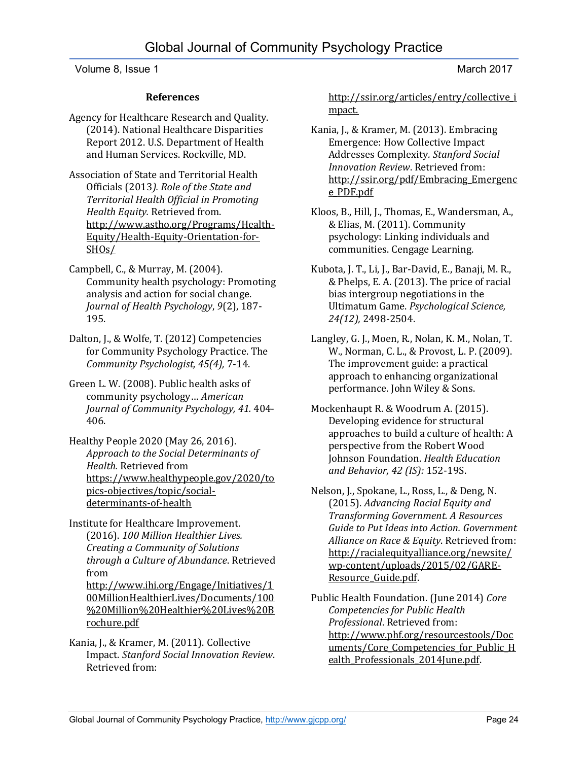## References

Agency for Healthcare Research and Quality. (2014). National Healthcare Disparities Report 2012. U.S. Department of Health and Human Services. Rockville, MD.

Association of State and Territorial Health Officials (2013*). Role of the State and Territorial Health Official in Promoting Health Equity.* Retrieved from. http://www.astho.org/Programs/Health-Equity/Health-Equity-Orientation-for-SHOs/

Campbell, C., & Murray, M. (2004). Community health psychology: Promoting analysis and action for social change. *Journal of Health Psychology*, *9*(2), 187-195.

Dalton, J., & Wolfe, T. (2012) Competencies for Community Psychology Practice. The *Community Psychologist, 45(4),* 7-14.

Green L. W. (2008). Public health asks of community psychology… *American Journal of Community Psychology, 41.* 404-406.

Healthy People 2020 (May 26, 2016). *Approach to the Social Determinants of Health.* Retrieved from https://www.healthypeople.gov/2020/topics-objectives/topic/social-determinants-of-health

Institute for Healthcare Improvement. (2016). *100 Million Healthier Lives. Creating a Community of Solutions through a Culture of Abundance*. Retrieved from http://www.ihi.org/Engage/Initiatives/100MillionHealthierLives/Documents/100%20Million%20Healthier%20Lives%20Brochure.pdf

Kania, J., & Kramer, M. (2011). Collective Impact. *Stanford Social Innovation Review*. Retrieved from: http://ssir.org/articles/entry/collective_impact.

Kania, J., & Kramer, M. (2013). Embracing Emergence: How Collective Impact Addresses Complexity*. Stanford Social Innovation Review*. Retrieved from: http://ssir.org/pdf/Embracing_Emergence_PDF.pdf

Kloos, B., Hill, J., Thomas, E., Wandersman, A., & Elias, M. (2011). Community psychology: Linking individuals and communities. Cengage Learning.

Kubota, J. T., Li, J., Bar-David, E., Banaji, M. R., & Phelps, E. A. (2013). The price of racial bias intergroup negotiations in the Ultimatum Game. *Psychological Science, 24(12),* 2498-2504.

Langley, G. J., Moen, R., Nolan, K. M., Nolan, T. W., Norman, C. L., & Provost, L. P. (2009). The improvement guide: a practical approach to enhancing organizational performance. John Wiley & Sons.

Mockenhaupt R. & Woodrum A. (2015). Developing evidence for structural approaches to build a culture of health: A perspective from the Robert Wood Johnson Foundation. *Health Education and Behavior, 42 (IS):* 152-19S.

Nelson, J., Spokane, L., Ross, L., & Deng, N. (2015). *Advancing Racial Equity and Transforming Government. A Resources Guide to Put Ideas into Action. Government Alliance on Race & Equity*. Retrieved from: http://racialequityalliance.org/newsite/wp-content/uploads/2015/02/GARE-Resource_Guide.pdf.

Public Health Foundation. (June 2014) *Core Competencies for Public Health Professional*. Retrieved from: http://www.phf.org/resourcestools/Documents/Core_Competencies_for_Public_Health_Professionals_2014June.pdf.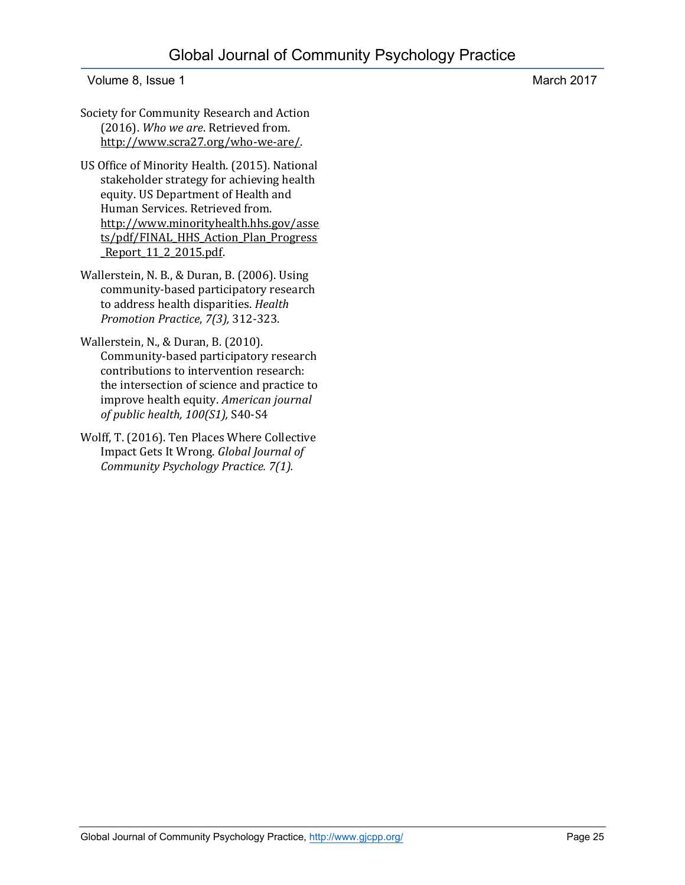Society for Community Research and Action (2016). *Who we are*. Retrieved from. http://www.scra27.org/who-we-are/.

US Office of Minority Health. (2015). National stakeholder strategy for achieving health equity. US Department of Health and Human Services. Retrieved from. http://www.minorityhealth.hhs.gov/assets/pdf/FINAL_HHS_Action_Plan_Progress_Report_11_2_2015.pdf.

Wallerstein, N. B., & Duran, B. (2006). Using community-based participatory research to address health disparities. *Health Promotion Practice*, *7(3),* 312-323.

Wallerstein, N., & Duran, B. (2010). Community-based participatory research contributions to intervention research: the intersection of science and practice to improve health equity. *American journal of public health, 100(S1),* S40-S4

Wolff, T. (2016). Ten Places Where Collective Impact Gets It Wrong. *Global Journal of Community Psychology Practice. 7(1).*